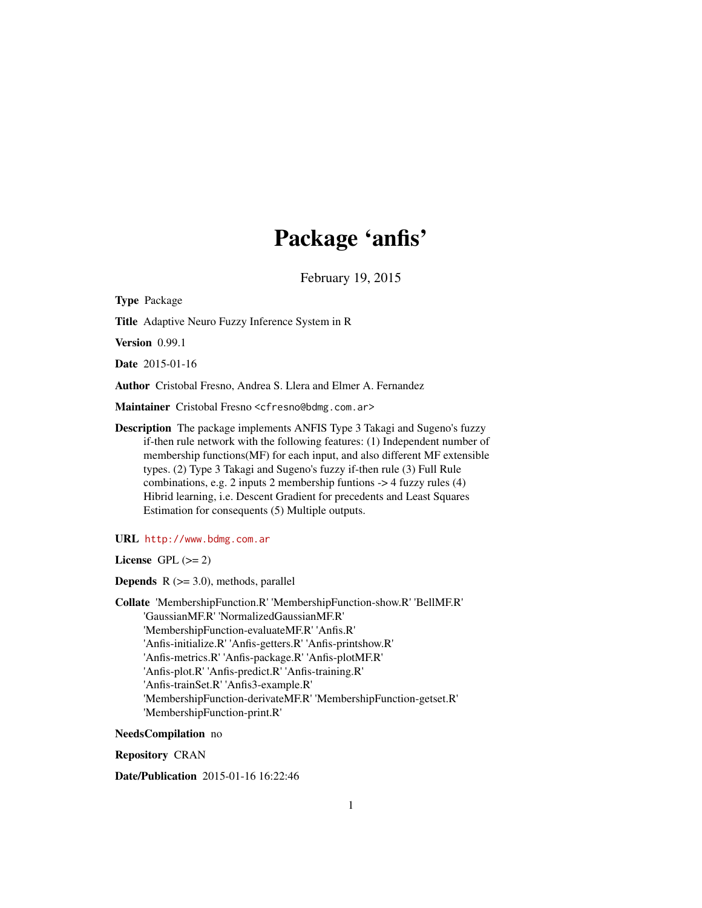# Package 'anfis'

February 19, 2015

**Type** Package

**Title** Adaptive Neuro Fuzzy Inference System in R

**Version** 0.99.1

**Date** 2015-01-16

**Author** Cristobal Fresno, Andrea S. Llera and Elmer A. Fernandez

**Maintainer** Cristobal Fresno <cfresno@bdmg.com.ar>

**Description** The package implements ANFIS Type 3 Takagi and Sugeno's fuzzy if-then rule network with the following features: (1) Independent number of membership functions(MF) for each input, and also different MF extensible types. (2) Type 3 Takagi and Sugeno's fuzzy if-then rule (3) Full Rule combinations, e.g. 2 inputs 2 membership funtions -> 4 fuzzy rules (4) Hibrid learning, i.e. Descent Gradient for precedents and Least Squares Estimation for consequents (5) Multiple outputs.

**URL** http://www.bdmg.com.ar

**License** GPL (>= 2)

**Depends** R (>= 3.0), methods, parallel

**Collate** 'MembershipFunction.R' 'MembershipFunction-show.R' 'BellMF.R' 'GaussianMF.R' 'NormalizedGaussianMF.R' 'MembershipFunction-evaluateMF.R' 'Anfis.R' 'Anfis-initialize.R' 'Anfis-getters.R' 'Anfis-printshow.R' 'Anfis-metrics.R' 'Anfis-package.R' 'Anfis-plotMF.R' 'Anfis-plot.R' 'Anfis-predict.R' 'Anfis-training.R' 'Anfis-trainSet.R' 'Anfis3-example.R' 'MembershipFunction-derivateMF.R' 'MembershipFunction-getset.R' 'MembershipFunction-print.R'

**NeedsCompilation** no

**Repository** CRAN

**Date/Publication** 2015-01-16 16:22:46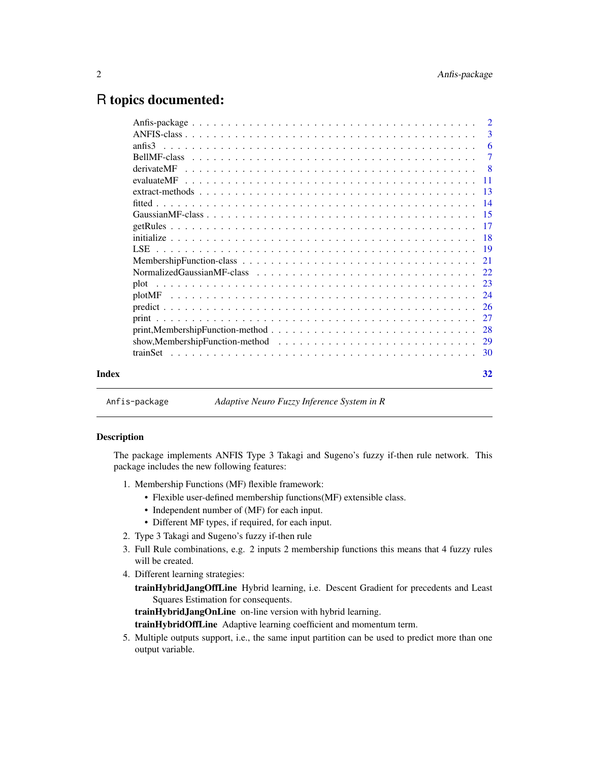# R topics documented:

| | |
|---|---|
| Anfis-package | 2 |
| ANFIS-class | 3 |
| anfis3 | 6 |
| BellMF-class | 7 |
| derivateMF | 8 |
| evaluateMF | 11 |
| extract-methods | 13 |
| fitted | 14 |
| GaussianMF-class | 15 |
| getRules | 17 |
| initialize | 18 |
| LSE | 19 |
| MembershipFunction-class | 21 |
| NormalizedGaussianMF-class | 22 |
| plot | 23 |
| plotMF | 24 |
| predict | 26 |
| print | 27 |
| print,MembershipFunction-method | 28 |
| show,MembershipFunction-method | 29 |
| trainSet | 30 |

**Index** 32

---

`Anfis-package` *Adaptive Neuro Fuzzy Inference System in R*

---

## Description

The package implements ANFIS Type 3 Takagi and Sugeno's fuzzy if-then rule network. This package includes the new following features:

1. Membership Functions (MF) flexible framework:
   - Flexible user-defined membership functions(MF) extensible class.
   - Independent number of (MF) for each input.
   - Different MF types, if required, for each input.
2. Type 3 Takagi and Sugeno's fuzzy if-then rule
3. Full Rule combinations, e.g. 2 inputs 2 membership functions this means that 4 fuzzy rules will be created.
4. Different learning strategies:

   **trainHybridJangOffLine** Hybrid learning, i.e. Descent Gradient for precedents and Least Squares Estimation for consequents.

   **trainHybridJangOnLine** on-line version with hybrid learning.

   **trainHybridOffLine** Adaptive learning coefficient and momentum term.
5. Multiple outputs support, i.e., the same input partition can be used to predict more than one output variable.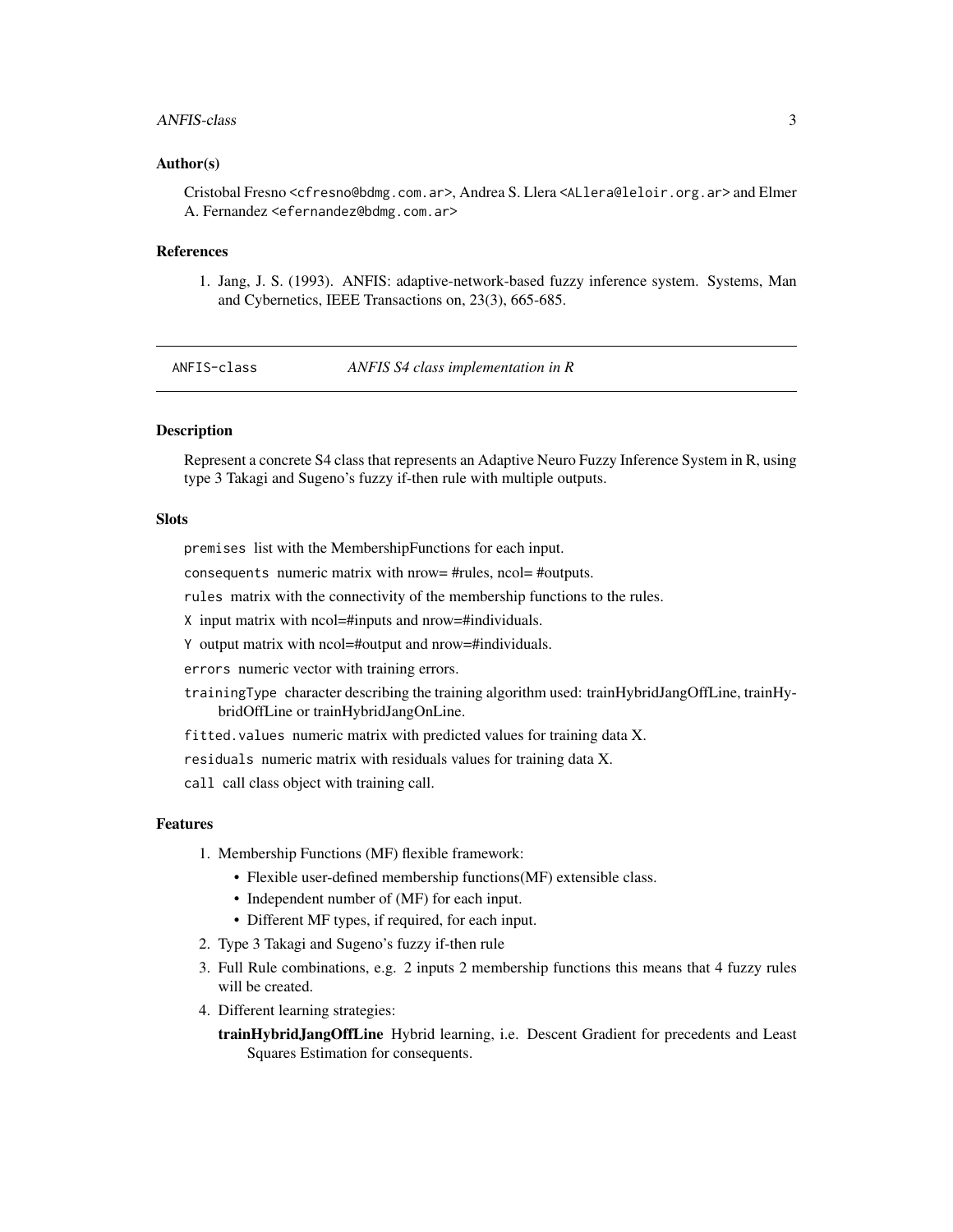### Author(s)

Cristobal Fresno <cfresno@bdmg.com.ar>, Andrea S. Llera <ALlera@leloir.org.ar> and Elmer A. Fernandez <efernandez@bdmg.com.ar>

### References

1. Jang, J. S. (1993). ANFIS: adaptive-network-based fuzzy inference system. Systems, Man and Cybernetics, IEEE Transactions on, 23(3), 665-685.

---

## ANFIS-class *ANFIS S4 class implementation in R*

### Description

Represent a concrete S4 class that represents an Adaptive Neuro Fuzzy Inference System in R, using type 3 Takagi and Sugeno's fuzzy if-then rule with multiple outputs.

### Slots

`premises` list with the MembershipFunctions for each input.

`consequents` numeric matrix with nrow= #rules, ncol= #outputs.

`rules` matrix with the connectivity of the membership functions to the rules.

`X` input matrix with ncol=#inputs and nrow=#individuals.

`Y` output matrix with ncol=#output and nrow=#individuals.

`errors` numeric vector with training errors.

`trainingType` character describing the training algorithm used: trainHybridJangOffLine, trainHybridOffLine or trainHybridJangOnLine.

`fitted.values` numeric matrix with predicted values for training data X.

`residuals` numeric matrix with residuals values for training data X.

`call` call class object with training call.

### Features

1. Membership Functions (MF) flexible framework:
   - Flexible user-defined membership functions(MF) extensible class.
   - Independent number of (MF) for each input.
   - Different MF types, if required, for each input.
2. Type 3 Takagi and Sugeno's fuzzy if-then rule
3. Full Rule combinations, e.g. 2 inputs 2 membership functions this means that 4 fuzzy rules will be created.
4. Different learning strategies:

   **trainHybridJangOffLine** Hybrid learning, i.e. Descent Gradient for precedents and Least Squares Estimation for consequents.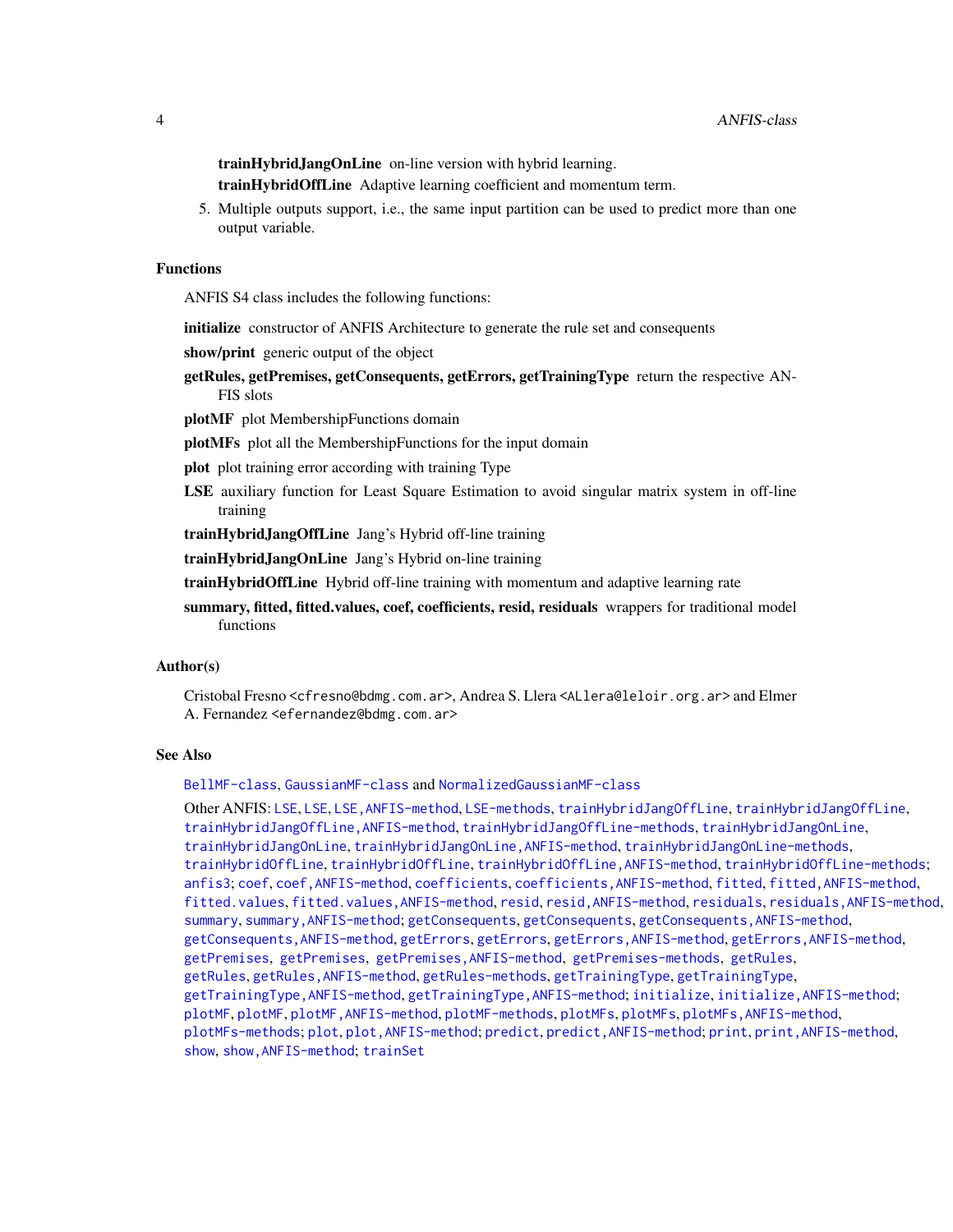**trainHybridJangOnLine** on-line version with hybrid learning.

**trainHybridOffLine** Adaptive learning coefficient and momentum term.

5. Multiple outputs support, i.e., the same input partition can be used to predict more than one output variable.

### Functions

ANFIS S4 class includes the following functions:

**initialize** constructor of ANFIS Architecture to generate the rule set and consequents

**show/print** generic output of the object

**getRules, getPremises, getConsequents, getErrors, getTrainingType** return the respective ANFIS slots

**plotMF** plot MembershipFunctions domain

**plotMFs** plot all the MembershipFunctions for the input domain

**plot** plot training error according with training Type

**LSE** auxiliary function for Least Square Estimation to avoid singular matrix system in off-line training

**trainHybridJangOffLine** Jang's Hybrid off-line training

**trainHybridJangOnLine** Jang's Hybrid on-line training

**trainHybridOffLine** Hybrid off-line training with momentum and adaptive learning rate

**summary, fitted, fitted.values, coef, coefficients, resid, residuals** wrappers for traditional model functions

### Author(s)

Cristobal Fresno <cfresno@bdmg.com.ar>, Andrea S. Llera <ALlera@leloir.org.ar> and Elmer A. Fernandez <efernandez@bdmg.com.ar>

### See Also

`BellMF-class`, `GaussianMF-class` and `NormalizedGaussianMF-class`

Other ANFIS: `LSE`, `LSE`, `LSE,ANFIS-method`, `LSE-methods`, `trainHybridJangOffLine`, `trainHybridJangOffLine`, `trainHybridJangOffLine,ANFIS-method`, `trainHybridJangOffLine-methods`, `trainHybridJangOnLine`, `trainHybridJangOnLine`, `trainHybridJangOnLine,ANFIS-method`, `trainHybridJangOnLine-methods`, `trainHybridOffLine`, `trainHybridOffLine`, `trainHybridOffLine,ANFIS-method`, `trainHybridOffLine-methods`; `anfis3`; `coef`, `coef,ANFIS-method`, `coefficients`, `coefficients,ANFIS-method`, `fitted`, `fitted,ANFIS-method`, `fitted.values`, `fitted.values,ANFIS-method`, `resid`, `resid,ANFIS-method`, `residuals`, `residuals,ANFIS-method`, `summary`, `summary,ANFIS-method`; `getConsequents`, `getConsequents`, `getConsequents,ANFIS-method`, `getConsequents,ANFIS-method`, `getErrors`, `getErrors`, `getErrors,ANFIS-method`, `getErrors,ANFIS-method`, `getPremises`, `getPremises`, `getPremises,ANFIS-method`, `getPremises-methods`, `getRules`, `getRules`, `getRules,ANFIS-method`, `getRules-methods`, `getTrainingType`, `getTrainingType`, `getTrainingType,ANFIS-method`, `getTrainingType,ANFIS-method`; `initialize`, `initialize,ANFIS-method`; `plotMF`, `plotMF`, `plotMF,ANFIS-method`, `plotMF-methods`, `plotMFs`, `plotMFs`, `plotMFs,ANFIS-method`, `plotMFs-methods`; `plot`, `plot,ANFIS-method`; `predict`, `predict,ANFIS-method`; `print`, `print,ANFIS-method`, `show`, `show,ANFIS-method`; `trainSet`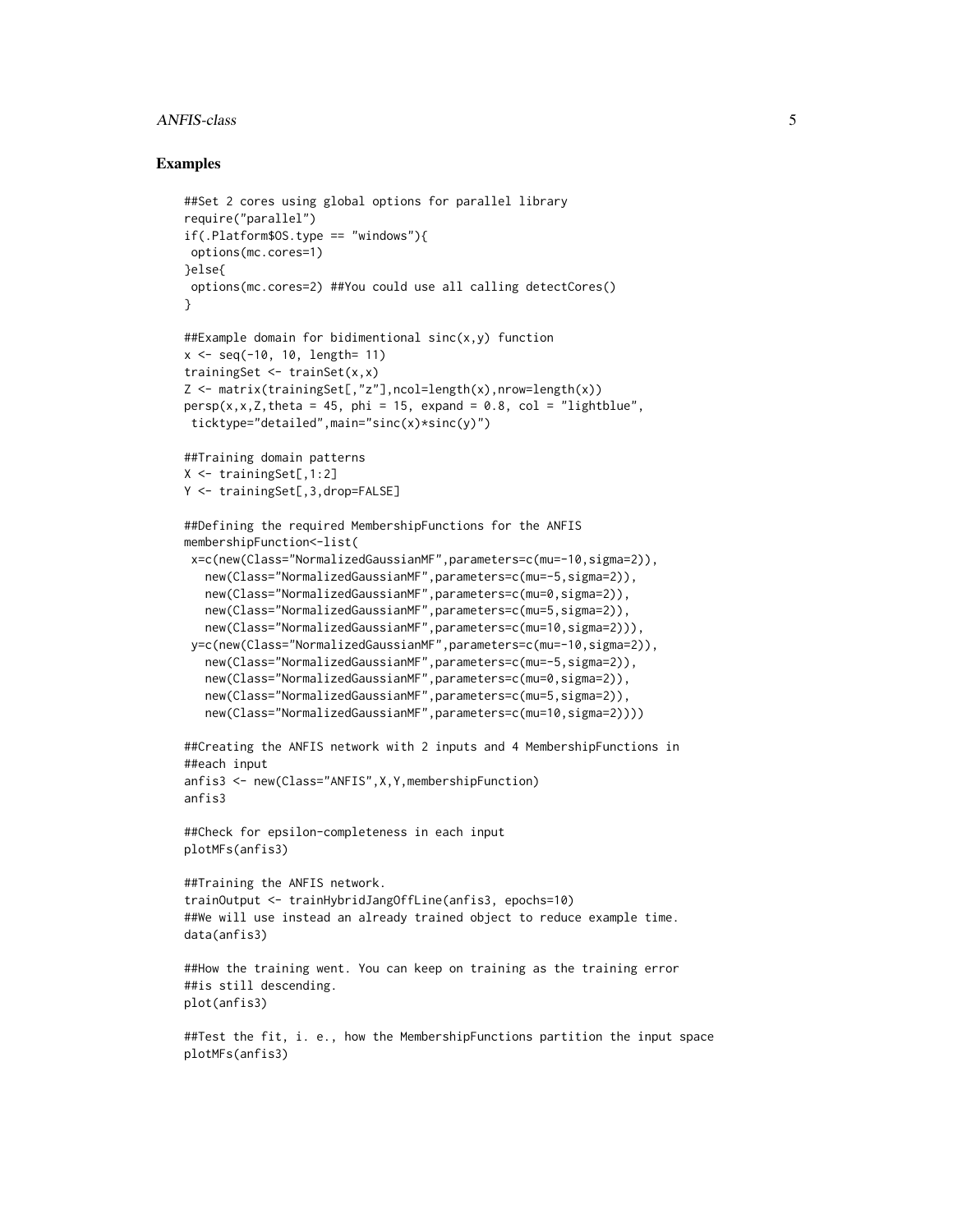### Examples

```
##Set 2 cores using global options for parallel library
require("parallel")
if(.Platform$OS.type == "windows"){
 options(mc.cores=1)
}else{
 options(mc.cores=2) ##You could use all calling detectCores()
}

##Example domain for bidimentional sinc(x,y) function
x <- seq(-10, 10, length= 11)
trainingSet <- trainSet(x,x)
Z <- matrix(trainingSet[,"z"],ncol=length(x),nrow=length(x))
persp(x,x,Z,theta = 45, phi = 15, expand = 0.8, col = "lightblue",
 ticktype="detailed",main="sinc(x)*sinc(y)")

##Training domain patterns
X <- trainingSet[,1:2]
Y <- trainingSet[,3,drop=FALSE]

##Defining the required MembershipFunctions for the ANFIS
membershipFunction<-list(
 x=c(new(Class="NormalizedGaussianMF",parameters=c(mu=-10,sigma=2)),
   new(Class="NormalizedGaussianMF",parameters=c(mu=-5,sigma=2)),
   new(Class="NormalizedGaussianMF",parameters=c(mu=0,sigma=2)),
   new(Class="NormalizedGaussianMF",parameters=c(mu=5,sigma=2)),
   new(Class="NormalizedGaussianMF",parameters=c(mu=10,sigma=2))),
 y=c(new(Class="NormalizedGaussianMF",parameters=c(mu=-10,sigma=2)),
   new(Class="NormalizedGaussianMF",parameters=c(mu=-5,sigma=2)),
   new(Class="NormalizedGaussianMF",parameters=c(mu=0,sigma=2)),
   new(Class="NormalizedGaussianMF",parameters=c(mu=5,sigma=2)),
   new(Class="NormalizedGaussianMF",parameters=c(mu=10,sigma=2))))

##Creating the ANFIS network with 2 inputs and 4 MembershipFunctions in
##each input
anfis3 <- new(Class="ANFIS",X,Y,membershipFunction)
anfis3

##Check for epsilon-completeness in each input
plotMFs(anfis3)

##Training the ANFIS network.
trainOutput <- trainHybridJangOffLine(anfis3, epochs=10)
##We will use instead an already trained object to reduce example time.
data(anfis3)

##How the training went. You can keep on training as the training error
##is still descending.
plot(anfis3)

##Test the fit, i. e., how the MembershipFunctions partition the input space
plotMFs(anfis3)
```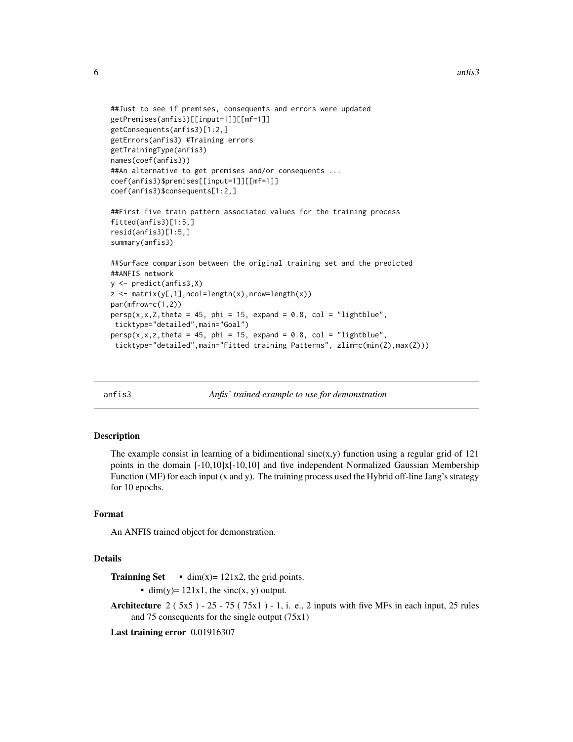```
##Just to see if premises, consequents and errors were updated
getPremises(anfis3)[[input=1]][[mf=1]]
getConsequents(anfis3)[1:2,]
getErrors(anfis3) #Training errors
getTrainingType(anfis3)
names(coef(anfis3))
##An alternative to get premises and/or consequents ...
coef(anfis3)$premises[[input=1]][[mf=1]]
coef(anfis3)$consequents[1:2,]

##First five train pattern associated values for the training process
fitted(anfis3)[1:5,]
resid(anfis3)[1:5,]
summary(anfis3)

##Surface comparison between the original training set and the predicted
##ANFIS network
y <- predict(anfis3,X)
z <- matrix(y[,1],ncol=length(x),nrow=length(x))
par(mfrow=c(1,2))
persp(x,x,Z,theta = 45, phi = 15, expand = 0.8, col = "lightblue",
 ticktype="detailed",main="Goal")
persp(x,x,z,theta = 45, phi = 15, expand = 0.8, col = "lightblue",
 ticktype="detailed",main="Fitted training Patterns", zlim=c(min(Z),max(Z)))
```

## anfis3 — *Anfis' trained example to use for demonstration*

### Description

The example consist in learning of a bidimentional sinc(x,y) function using a regular grid of 121 points in the domain [-10,10]x[-10,10] and five independent Normalized Gaussian Membership Function (MF) for each input (x and y). The training process used the Hybrid off-line Jang's strategy for 10 epochs.

### Format

An ANFIS trained object for demonstration.

### Details

**Trainning Set**
- dim(x)= 121x2, the grid points.
- dim(y)= 121x1, the sinc(x, y) output.

**Architecture** 2 ( 5x5 ) - 25 - 75 ( 75x1 ) - 1, i. e., 2 inputs with five MFs in each input, 25 rules and 75 consequents for the single output (75x1)

**Last training error** 0.01916307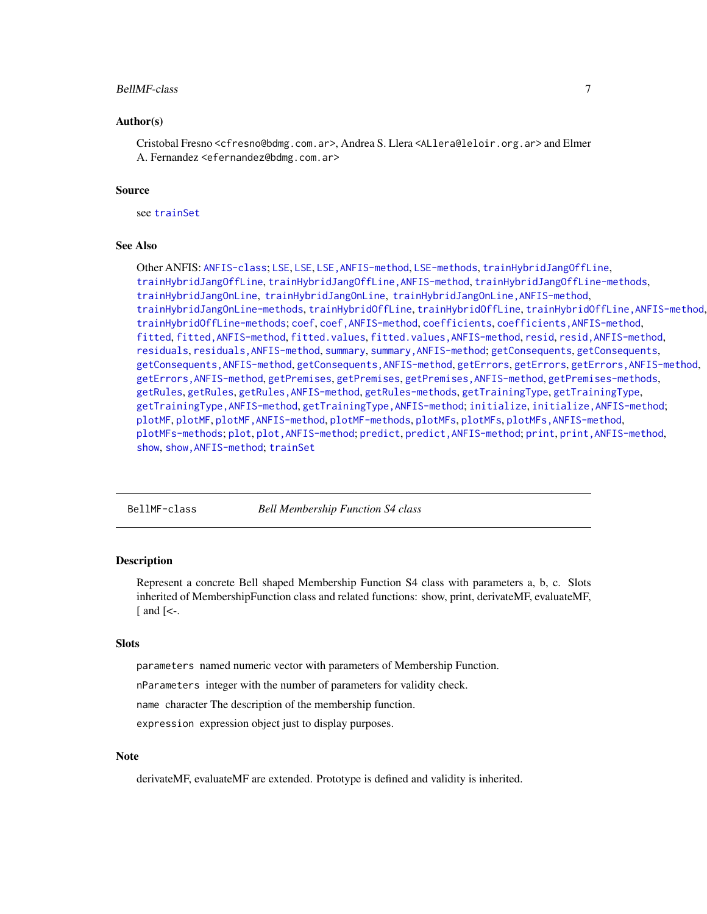## Author(s)

Cristobal Fresno <cfresno@bdmg.com.ar>, Andrea S. Llera <ALlera@leloir.org.ar> and Elmer A. Fernandez <efernandez@bdmg.com.ar>

## Source

see trainSet

## See Also

Other ANFIS: ANFIS-class; LSE, LSE, LSE,ANFIS-method, LSE-methods, trainHybridJangOffLine, trainHybridJangOffLine, trainHybridJangOffLine,ANFIS-method, trainHybridJangOffLine-methods, trainHybridJangOnLine, trainHybridJangOnLine, trainHybridJangOnLine,ANFIS-method, trainHybridJangOnLine-methods, trainHybridOffLine, trainHybridOffLine, trainHybridOffLine,ANFIS-method, trainHybridOffLine-methods; coef, coef,ANFIS-method, coefficients, coefficients,ANFIS-method, fitted, fitted,ANFIS-method, fitted.values, fitted.values,ANFIS-method, resid, resid,ANFIS-method, residuals, residuals,ANFIS-method, summary, summary,ANFIS-method; getConsequents, getConsequents, getConsequents,ANFIS-method, getConsequents,ANFIS-method, getErrors, getErrors, getErrors,ANFIS-method, getErrors,ANFIS-method, getPremises, getPremises, getPremises,ANFIS-method, getPremises-methods, getRules, getRules, getRules,ANFIS-method, getRules-methods, getTrainingType, getTrainingType, getTrainingType,ANFIS-method, getTrainingType,ANFIS-method; initialize, initialize,ANFIS-method; plotMF, plotMF, plotMF,ANFIS-method, plotMF-methods, plotMFs, plotMFs, plotMFs,ANFIS-method, plotMFs-methods; plot, plot,ANFIS-method; predict, predict,ANFIS-method; print, print,ANFIS-method, show, show,ANFIS-method; trainSet

---

# BellMF-class — *Bell Membership Function S4 class*

## Description

Represent a concrete Bell shaped Membership Function S4 class with parameters a, b, c. Slots inherited of MembershipFunction class and related functions: show, print, derivateMF, evaluateMF, [ and [<-.

## Slots

`parameters` named numeric vector with parameters of Membership Function.

`nParameters` integer with the number of parameters for validity check.

`name` character The description of the membership function.

`expression` expression object just to display purposes.

## Note

derivateMF, evaluateMF are extended. Prototype is defined and validity is inherited.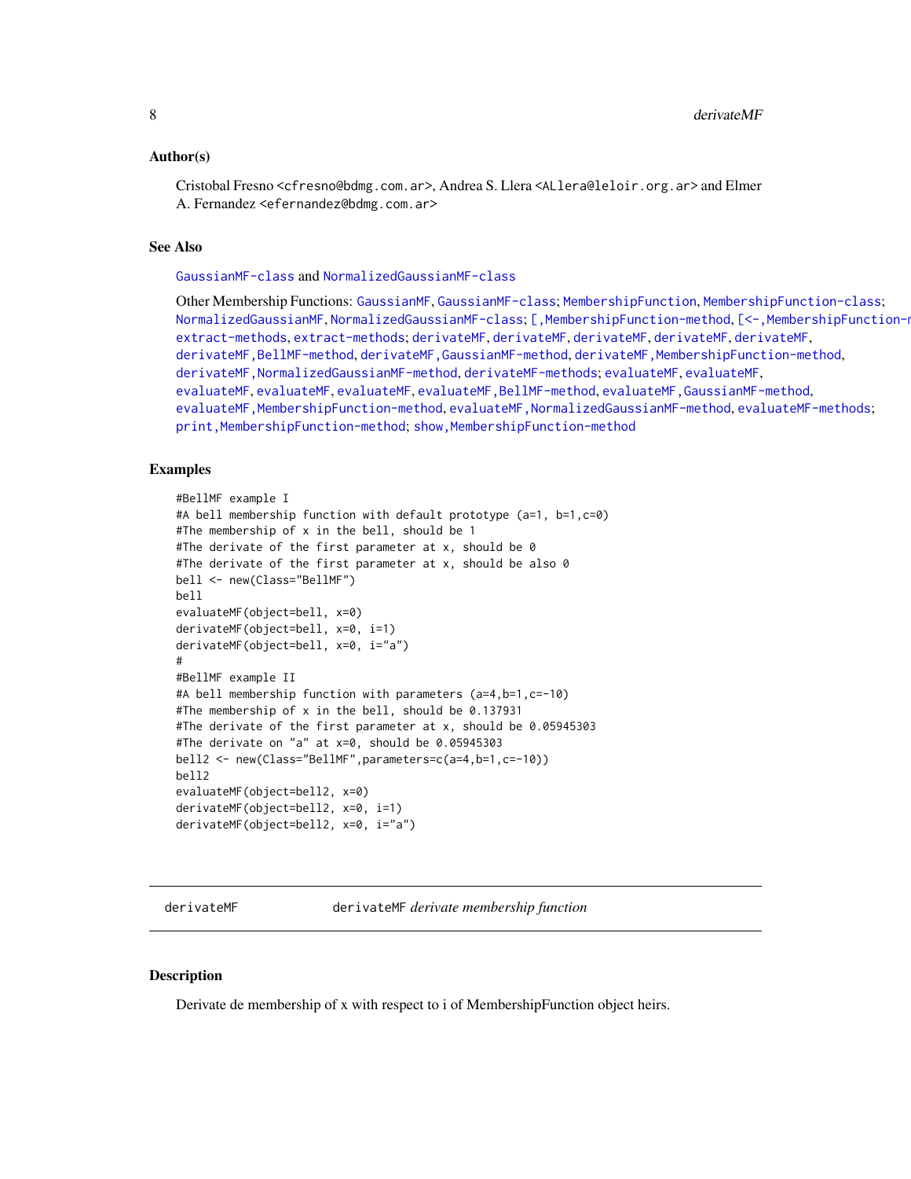### Author(s)

Cristobal Fresno <cfresno@bdmg.com.ar>, Andrea S. Llera <ALlera@leloir.org.ar> and Elmer A. Fernandez <efernandez@bdmg.com.ar>

### See Also

GaussianMF-class and NormalizedGaussianMF-class

Other Membership Functions: GaussianMF, GaussianMF-class; MembershipFunction, MembershipFunction-class; NormalizedGaussianMF, NormalizedGaussianMF-class; [,MembershipFunction-method, [<-,MembershipFunction-method, extract-methods, extract-methods; derivateMF, derivateMF, derivateMF, derivateMF, derivateMF, derivateMF,BellMF-method, derivateMF,GaussianMF-method, derivateMF,MembershipFunction-method, derivateMF,NormalizedGaussianMF-method, derivateMF-methods; evaluateMF, evaluateMF, evaluateMF, evaluateMF, evaluateMF, evaluateMF,BellMF-method, evaluateMF,GaussianMF-method, evaluateMF,MembershipFunction-method, evaluateMF,NormalizedGaussianMF-method, evaluateMF-methods; print,MembershipFunction-method; show,MembershipFunction-method

### Examples

```
#BellMF example I
#A bell membership function with default prototype (a=1, b=1,c=0)
#The membership of x in the bell, should be 1
#The derivate of the first parameter at x, should be 0
#The derivate of the first parameter at x, should be also 0
bell <- new(Class="BellMF")
bell
evaluateMF(object=bell, x=0)
derivateMF(object=bell, x=0, i=1)
derivateMF(object=bell, x=0, i="a")
#
#BellMF example II
#A bell membership function with parameters (a=4,b=1,c=-10)
#The membership of x in the bell, should be 0.137931
#The derivate of the first parameter at x, should be 0.05945303
#The derivate on "a" at x=0, should be 0.05945303
bell2 <- new(Class="BellMF",parameters=c(a=4,b=1,c=-10))
bell2
evaluateMF(object=bell2, x=0)
derivateMF(object=bell2, x=0, i=1)
derivateMF(object=bell2, x=0, i="a")
```

---

## derivateMF — derivateMF *derivate membership function*

### Description

Derivate de membership of x with respect to i of MembershipFunction object heirs.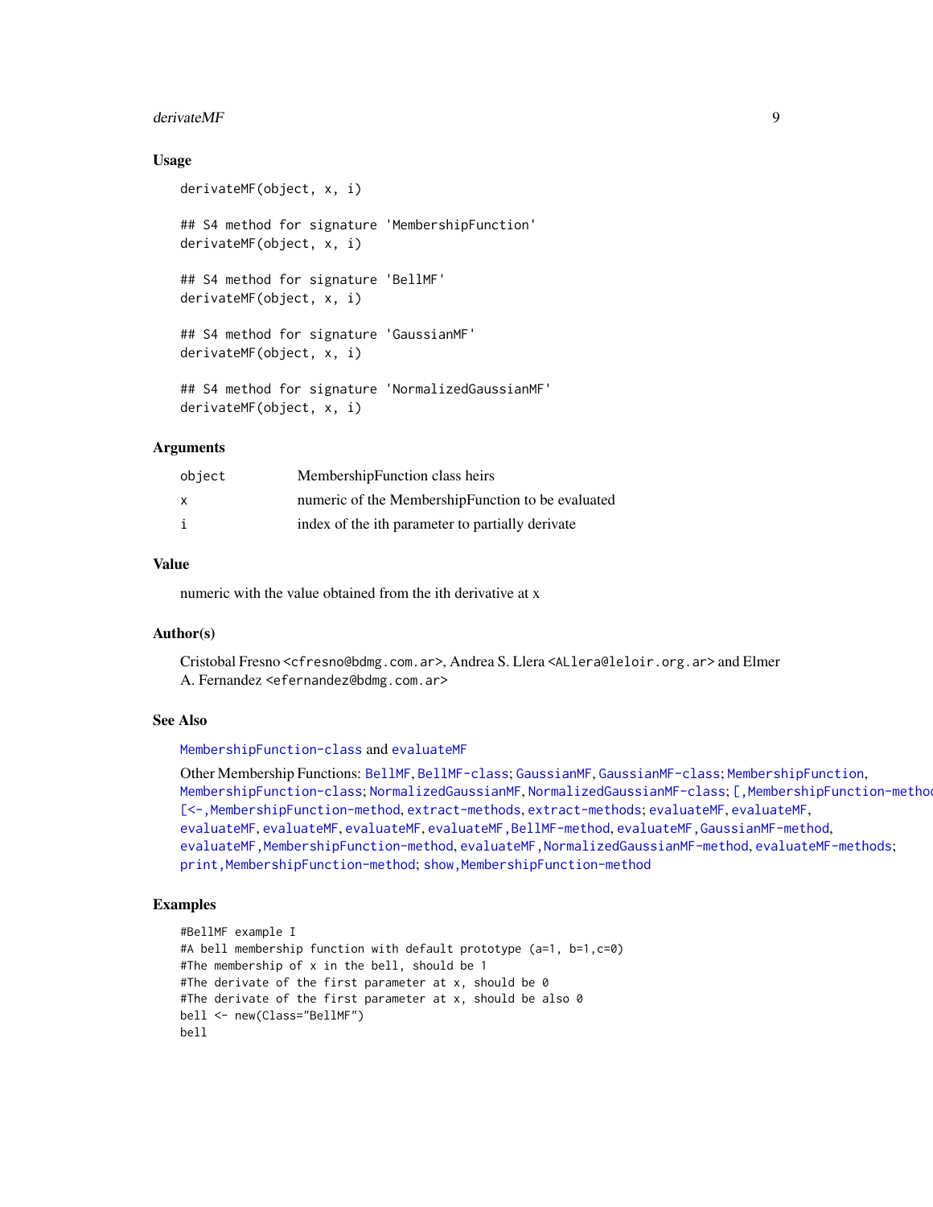## Usage

```
derivateMF(object, x, i)

## S4 method for signature 'MembershipFunction'
derivateMF(object, x, i)

## S4 method for signature 'BellMF'
derivateMF(object, x, i)

## S4 method for signature 'GaussianMF'
derivateMF(object, x, i)

## S4 method for signature 'NormalizedGaussianMF'
derivateMF(object, x, i)
```

## Arguments

| | |
|---|---|
| object | MembershipFunction class heirs |
| x | numeric of the MembershipFunction to be evaluated |
| i | index of the ith parameter to partially derivate |

## Value

numeric with the value obtained from the ith derivative at x

## Author(s)

Cristobal Fresno <cfresno@bdmg.com.ar>, Andrea S. Llera <ALlera@leloir.org.ar> and Elmer A. Fernandez <efernandez@bdmg.com.ar>

## See Also

MembershipFunction-class and evaluateMF

Other Membership Functions: BellMF, BellMF-class; GaussianMF, GaussianMF-class; MembershipFunction, MembershipFunction-class; NormalizedGaussianMF, NormalizedGaussianMF-class; [,MembershipFunction-method, [<-,MembershipFunction-method, extract-methods, extract-methods; evaluateMF, evaluateMF, evaluateMF, evaluateMF, evaluateMF, evaluateMF,BellMF-method, evaluateMF,GaussianMF-method, evaluateMF,MembershipFunction-method, evaluateMF,NormalizedGaussianMF-method, evaluateMF-methods; print,MembershipFunction-method; show,MembershipFunction-method

## Examples

```
#BellMF example I
#A bell membership function with default prototype (a=1, b=1,c=0)
#The membership of x in the bell, should be 1
#The derivate of the first parameter at x, should be 0
#The derivate of the first parameter at x, should be also 0
bell <- new(Class="BellMF")
bell
```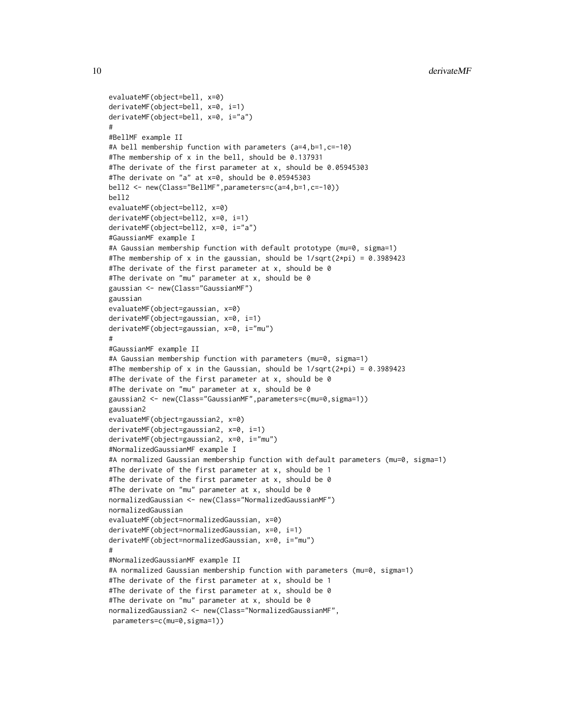```
evaluateMF(object=bell, x=0)
derivateMF(object=bell, x=0, i=1)
derivateMF(object=bell, x=0, i="a")
#
#BellMF example II
#A bell membership function with parameters (a=4,b=1,c=-10)
#The membership of x in the bell, should be 0.137931
#The derivate of the first parameter at x, should be 0.05945303
#The derivate on "a" at x=0, should be 0.05945303
bell2 <- new(Class="BellMF",parameters=c(a=4,b=1,c=-10))
bell2
evaluateMF(object=bell2, x=0)
derivateMF(object=bell2, x=0, i=1)
derivateMF(object=bell2, x=0, i="a")
#GaussianMF example I
#A Gaussian membership function with default prototype (mu=0, sigma=1)
#The membership of x in the gaussian, should be 1/sqrt(2*pi) = 0.3989423
#The derivate of the first parameter at x, should be 0
#The derivate on "mu" parameter at x, should be 0
gaussian <- new(Class="GaussianMF")
gaussian
evaluateMF(object=gaussian, x=0)
derivateMF(object=gaussian, x=0, i=1)
derivateMF(object=gaussian, x=0, i="mu")
#
#GaussianMF example II
#A Gaussian membership function with parameters (mu=0, sigma=1)
#The membership of x in the Gaussian, should be 1/sqrt(2*pi) = 0.3989423
#The derivate of the first parameter at x, should be 0
#The derivate on "mu" parameter at x, should be 0
gaussian2 <- new(Class="GaussianMF",parameters=c(mu=0,sigma=1))
gaussian2
evaluateMF(object=gaussian2, x=0)
derivateMF(object=gaussian2, x=0, i=1)
derivateMF(object=gaussian2, x=0, i="mu")
#NormalizedGaussianMF example I
#A normalized Gaussian membership function with default parameters (mu=0, sigma=1)
#The derivate of the first parameter at x, should be 1
#The derivate of the first parameter at x, should be 0
#The derivate on "mu" parameter at x, should be 0
normalizedGaussian <- new(Class="NormalizedGaussianMF")
normalizedGaussian
evaluateMF(object=normalizedGaussian, x=0)
derivateMF(object=normalizedGaussian, x=0, i=1)
derivateMF(object=normalizedGaussian, x=0, i="mu")
#
#NormalizedGaussianMF example II
#A normalized Gaussian membership function with parameters (mu=0, sigma=1)
#The derivate of the first parameter at x, should be 1
#The derivate of the first parameter at x, should be 0
#The derivate on "mu" parameter at x, should be 0
normalizedGaussian2 <- new(Class="NormalizedGaussianMF",
 parameters=c(mu=0,sigma=1))
```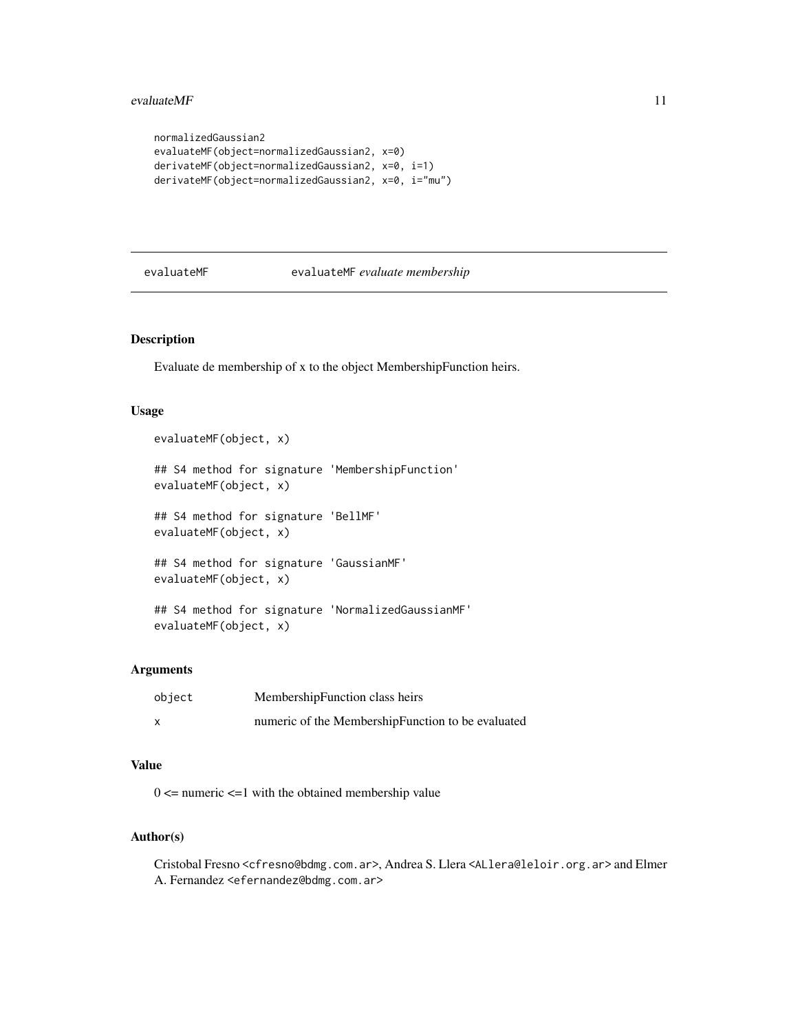```
normalizedGaussian2
evaluateMF(object=normalizedGaussian2, x=0)
derivateMF(object=normalizedGaussian2, x=0, i=1)
derivateMF(object=normalizedGaussian2, x=0, i="mu")
```

---

## evaluateMF — evaluateMF *evaluate membership*

---

### Description

Evaluate de membership of x to the object MembershipFunction heirs.

### Usage

```
evaluateMF(object, x)

## S4 method for signature 'MembershipFunction'
evaluateMF(object, x)

## S4 method for signature 'BellMF'
evaluateMF(object, x)

## S4 method for signature 'GaussianMF'
evaluateMF(object, x)

## S4 method for signature 'NormalizedGaussianMF'
evaluateMF(object, x)
```

### Arguments

| | |
|---|---|
| `object` | MembershipFunction class heirs |
| `x` | numeric of the MembershipFunction to be evaluated |

### Value

0 <= numeric <=1 with the obtained membership value

### Author(s)

Cristobal Fresno <cfresno@bdmg.com.ar>, Andrea S. Llera <ALlera@leloir.org.ar> and Elmer A. Fernandez <efernandez@bdmg.com.ar>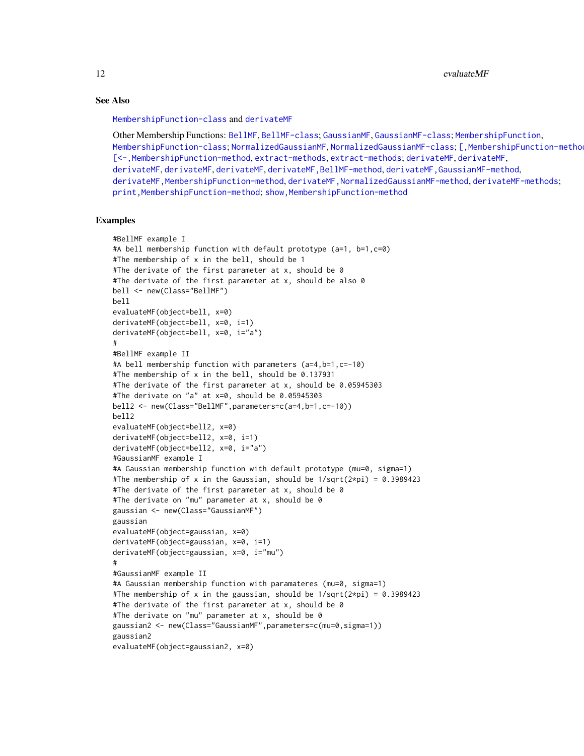## See Also

MembershipFunction-class and derivateMF

Other Membership Functions: BellMF, BellMF-class; GaussianMF, GaussianMF-class; MembershipFunction, MembershipFunction-class; NormalizedGaussianMF, NormalizedGaussianMF-class; [,MembershipFunction-method, [<-,MembershipFunction-method, extract-methods, extract-methods; derivateMF, derivateMF, derivateMF, derivateMF, derivateMF, derivateMF,BellMF-method, derivateMF,GaussianMF-method, derivateMF,MembershipFunction-method, derivateMF,NormalizedGaussianMF-method, derivateMF-methods; print,MembershipFunction-method; show,MembershipFunction-method

## Examples

```
#BellMF example I
#A bell membership function with default prototype (a=1, b=1,c=0)
#The membership of x in the bell, should be 1
#The derivate of the first parameter at x, should be 0
#The derivate of the first parameter at x, should be also 0
bell <- new(Class="BellMF")
bell
evaluateMF(object=bell, x=0)
derivateMF(object=bell, x=0, i=1)
derivateMF(object=bell, x=0, i="a")
#
#BellMF example II
#A bell membership function with parameters (a=4,b=1,c=-10)
#The membership of x in the bell, should be 0.137931
#The derivate of the first parameter at x, should be 0.05945303
#The derivate on "a" at x=0, should be 0.05945303
bell2 <- new(Class="BellMF",parameters=c(a=4,b=1,c=-10))
bell2
evaluateMF(object=bell2, x=0)
derivateMF(object=bell2, x=0, i=1)
derivateMF(object=bell2, x=0, i="a")
#GaussianMF example I
#A Gaussian membership function with default prototype (mu=0, sigma=1)
#The membership of x in the Gaussian, should be 1/sqrt(2*pi) = 0.3989423
#The derivate of the first parameter at x, should be 0
#The derivate on "mu" parameter at x, should be 0
gaussian <- new(Class="GaussianMF")
gaussian
evaluateMF(object=gaussian, x=0)
derivateMF(object=gaussian, x=0, i=1)
derivateMF(object=gaussian, x=0, i="mu")
#
#GaussianMF example II
#A Gaussian membership function with paramateres (mu=0, sigma=1)
#The membership of x in the gaussian, should be 1/sqrt(2*pi) = 0.3989423
#The derivate of the first parameter at x, should be 0
#The derivate on "mu" parameter at x, should be 0
gaussian2 <- new(Class="GaussianMF",parameters=c(mu=0,sigma=1))
gaussian2
evaluateMF(object=gaussian2, x=0)
```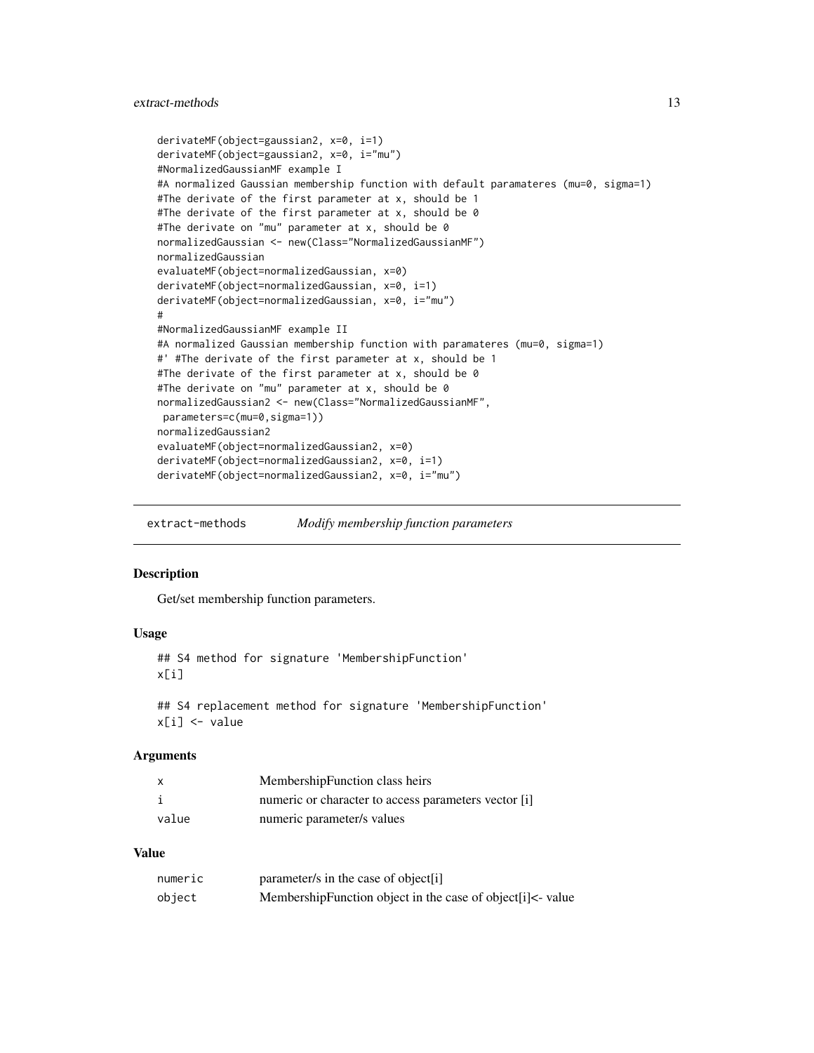```
derivateMF(object=gaussian2, x=0, i=1)
derivateMF(object=gaussian2, x=0, i="mu")
#NormalizedGaussianMF example I
#A normalized Gaussian membership function with default paramateres (mu=0, sigma=1)
#The derivate of the first parameter at x, should be 1
#The derivate of the first parameter at x, should be 0
#The derivate on "mu" parameter at x, should be 0
normalizedGaussian <- new(Class="NormalizedGaussianMF")
normalizedGaussian
evaluateMF(object=normalizedGaussian, x=0)
derivateMF(object=normalizedGaussian, x=0, i=1)
derivateMF(object=normalizedGaussian, x=0, i="mu")
#
#NormalizedGaussianMF example II
#A normalized Gaussian membership function with paramateres (mu=0, sigma=1)
#' #The derivate of the first parameter at x, should be 1
#The derivate of the first parameter at x, should be 0
#The derivate on "mu" parameter at x, should be 0
normalizedGaussian2 <- new(Class="NormalizedGaussianMF",
 parameters=c(mu=0,sigma=1))
normalizedGaussian2
evaluateMF(object=normalizedGaussian2, x=0)
derivateMF(object=normalizedGaussian2, x=0, i=1)
derivateMF(object=normalizedGaussian2, x=0, i="mu")
```

## extract-methods *Modify membership function parameters*

### Description

Get/set membership function parameters.

### Usage

```
## S4 method for signature 'MembershipFunction'
x[i]

## S4 replacement method for signature 'MembershipFunction'
x[i] <- value
```

### Arguments

| | |
|---|---|
| x | MembershipFunction class heirs |
| i | numeric or character to access parameters vector [i] |
| value | numeric parameter/s values |

### Value

| | |
|---|---|
| numeric | parameter/s in the case of object[i] |
| object | MembershipFunction object in the case of object[i]<- value |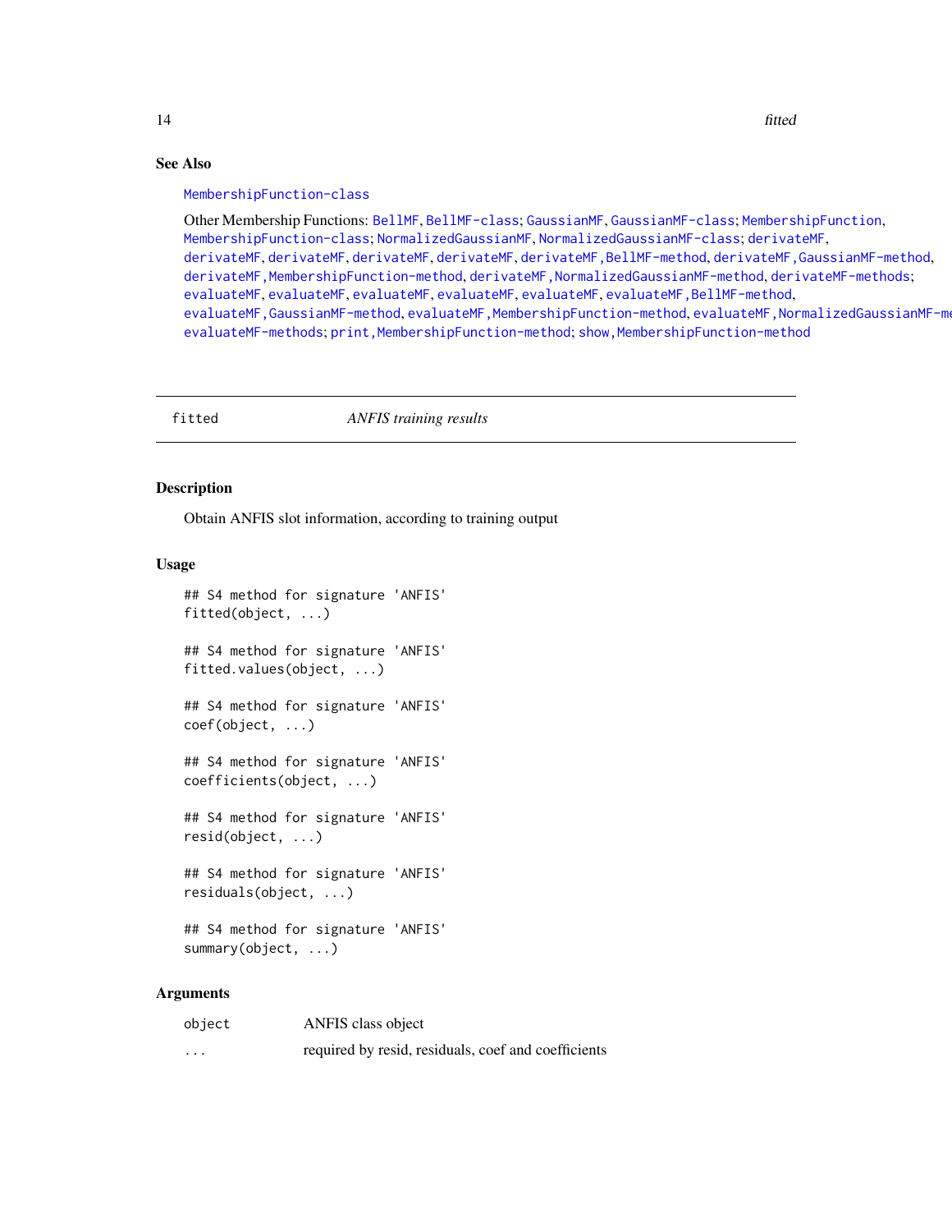### See Also

`MembershipFunction-class`

Other Membership Functions: `BellMF`, `BellMF-class`; `GaussianMF`, `GaussianMF-class`; `MembershipFunction`, `MembershipFunction-class`; `NormalizedGaussianMF`, `NormalizedGaussianMF-class`; `derivateMF`, `derivateMF`, `derivateMF`, `derivateMF`, `derivateMF`, `derivateMF,BellMF-method`, `derivateMF,GaussianMF-method`, `derivateMF,MembershipFunction-method`, `derivateMF,NormalizedGaussianMF-method`, `derivateMF-methods`; `evaluateMF`, `evaluateMF`, `evaluateMF`, `evaluateMF`, `evaluateMF`, `evaluateMF,BellMF-method`, `evaluateMF,GaussianMF-method`, `evaluateMF,MembershipFunction-method`, `evaluateMF,NormalizedGaussianMF-method`, `evaluateMF-methods`; `print,MembershipFunction-method`; `show,MembershipFunction-method`

---

## fitted — *ANFIS training results*

### Description

Obtain ANFIS slot information, according to training output

### Usage

```
## S4 method for signature 'ANFIS'
fitted(object, ...)

## S4 method for signature 'ANFIS'
fitted.values(object, ...)

## S4 method for signature 'ANFIS'
coef(object, ...)

## S4 method for signature 'ANFIS'
coefficients(object, ...)

## S4 method for signature 'ANFIS'
resid(object, ...)

## S4 method for signature 'ANFIS'
residuals(object, ...)

## S4 method for signature 'ANFIS'
summary(object, ...)
```

### Arguments

| | |
|---|---|
| `object` | ANFIS class object |
| `...` | required by resid, residuals, coef and coefficients |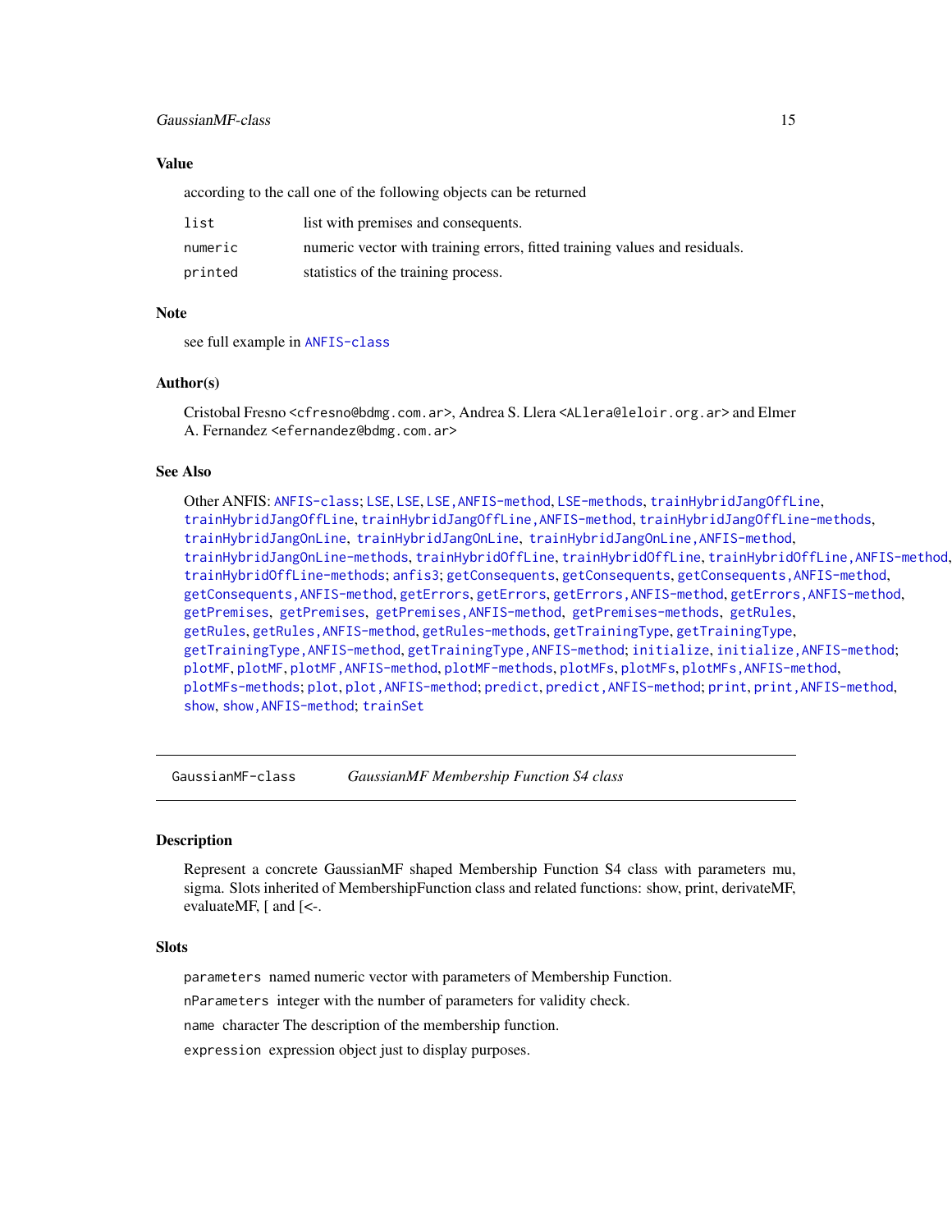### Value

according to the call one of the following objects can be returned

| | |
|---|---|
| `list` | list with premises and consequents. |
| `numeric` | numeric vector with training errors, fitted training values and residuals. |
| `printed` | statistics of the training process. |

### Note

see full example in `ANFIS-class`

### Author(s)

Cristobal Fresno <cfresno@bdmg.com.ar>, Andrea S. Llera <ALlera@leloir.org.ar> and Elmer A. Fernandez <efernandez@bdmg.com.ar>

### See Also

Other ANFIS: `ANFIS-class`; `LSE`, `LSE`, `LSE,ANFIS-method`, `LSE-methods`, `trainHybridJangOffLine`, `trainHybridJangOffLine`, `trainHybridJangOffLine,ANFIS-method`, `trainHybridJangOffLine-methods`, `trainHybridJangOnLine`, `trainHybridJangOnLine`, `trainHybridJangOnLine,ANFIS-method`, `trainHybridJangOnLine-methods`, `trainHybridOffLine`, `trainHybridOffLine`, `trainHybridOffLine,ANFIS-method`, `trainHybridOffLine-methods`; `anfis3`; `getConsequents`, `getConsequents`, `getConsequents,ANFIS-method`, `getConsequents,ANFIS-method`, `getErrors`, `getErrors`, `getErrors,ANFIS-method`, `getErrors,ANFIS-method`, `getPremises`, `getPremises`, `getPremises,ANFIS-method`, `getPremises-methods`, `getRules`, `getRules`, `getRules,ANFIS-method`, `getRules-methods`, `getTrainingType`, `getTrainingType`, `getTrainingType,ANFIS-method`, `getTrainingType,ANFIS-method`; `initialize`, `initialize,ANFIS-method`; `plotMF`, `plotMF`, `plotMF,ANFIS-method`, `plotMF-methods`, `plotMFs`, `plotMFs`, `plotMFs,ANFIS-method`, `plotMFs-methods`; `plot`, `plot,ANFIS-method`; `predict`, `predict,ANFIS-method`; `print`, `print,ANFIS-method`, `show`, `show,ANFIS-method`; `trainSet`

---

## GaussianMF-class — *GaussianMF Membership Function S4 class*

### Description

Represent a concrete GaussianMF shaped Membership Function S4 class with parameters mu, sigma. Slots inherited of MembershipFunction class and related functions: show, print, derivateMF, evaluateMF, [ and [<-.

### Slots

`parameters` named numeric vector with parameters of Membership Function.

`nParameters` integer with the number of parameters for validity check.

`name` character The description of the membership function.

`expression` expression object just to display purposes.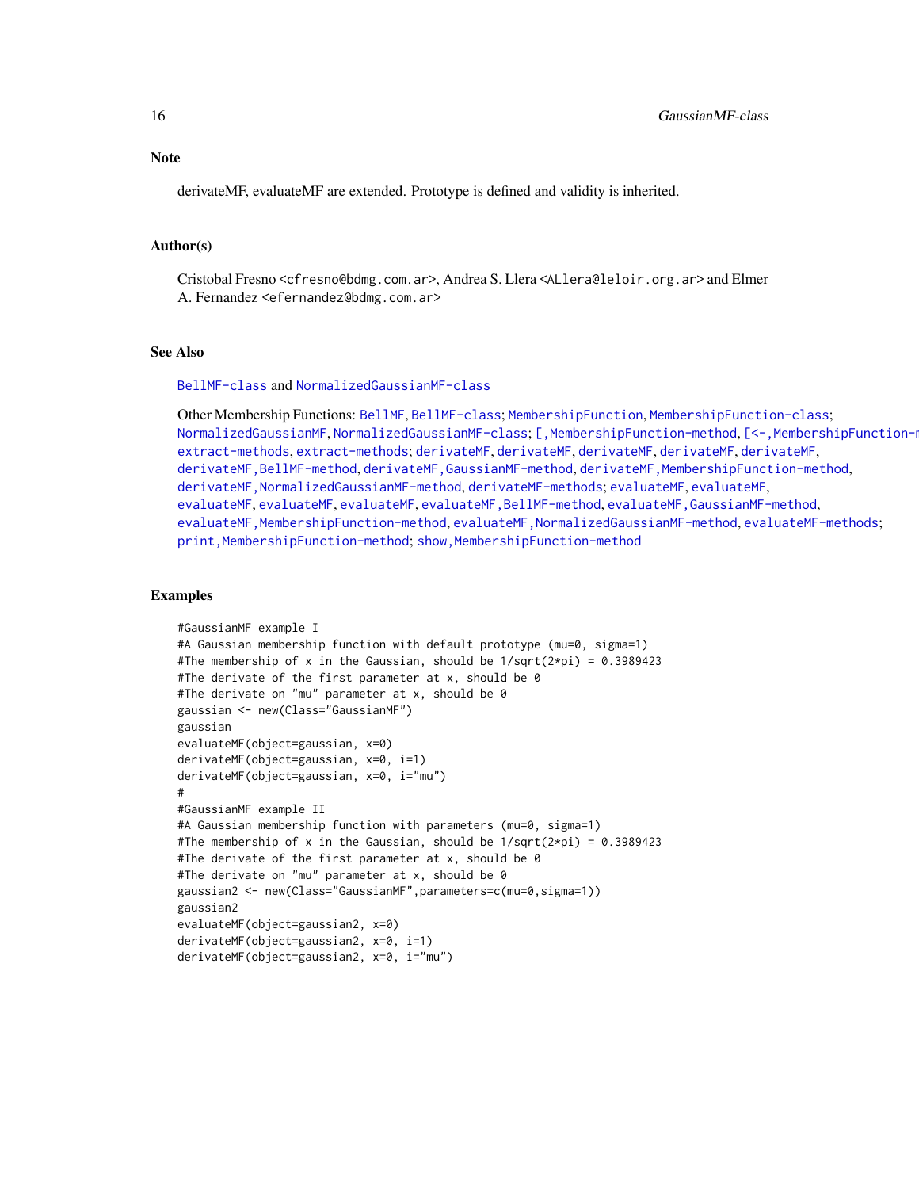## Note

derivateMF, evaluateMF are extended. Prototype is defined and validity is inherited.

## Author(s)

Cristobal Fresno <cfresno@bdmg.com.ar>, Andrea S. Llera <ALlera@leloir.org.ar> and Elmer A. Fernandez <efernandez@bdmg.com.ar>

## See Also

BellMF-class and NormalizedGaussianMF-class

Other Membership Functions: BellMF, BellMF-class; MembershipFunction, MembershipFunction-class; NormalizedGaussianMF, NormalizedGaussianMF-class; [,MembershipFunction-method, [<-,MembershipFunction-method, extract-methods, extract-methods; derivateMF, derivateMF, derivateMF, derivateMF, derivateMF, derivateMF,BellMF-method, derivateMF,GaussianMF-method, derivateMF,MembershipFunction-method, derivateMF,NormalizedGaussianMF-method, derivateMF-methods; evaluateMF, evaluateMF, evaluateMF, evaluateMF, evaluateMF, evaluateMF,BellMF-method, evaluateMF,GaussianMF-method, evaluateMF,MembershipFunction-method, evaluateMF,NormalizedGaussianMF-method, evaluateMF-methods; print,MembershipFunction-method; show,MembershipFunction-method

## Examples

```
#GaussianMF example I
#A Gaussian membership function with default prototype (mu=0, sigma=1)
#The membership of x in the Gaussian, should be 1/sqrt(2*pi) = 0.3989423
#The derivate of the first parameter at x, should be 0
#The derivate on "mu" parameter at x, should be 0
gaussian <- new(Class="GaussianMF")
gaussian
evaluateMF(object=gaussian, x=0)
derivateMF(object=gaussian, x=0, i=1)
derivateMF(object=gaussian, x=0, i="mu")
#
#GaussianMF example II
#A Gaussian membership function with parameters (mu=0, sigma=1)
#The membership of x in the Gaussian, should be 1/sqrt(2*pi) = 0.3989423
#The derivate of the first parameter at x, should be 0
#The derivate on "mu" parameter at x, should be 0
gaussian2 <- new(Class="GaussianMF",parameters=c(mu=0,sigma=1))
gaussian2
evaluateMF(object=gaussian2, x=0)
derivateMF(object=gaussian2, x=0, i=1)
derivateMF(object=gaussian2, x=0, i="mu")
```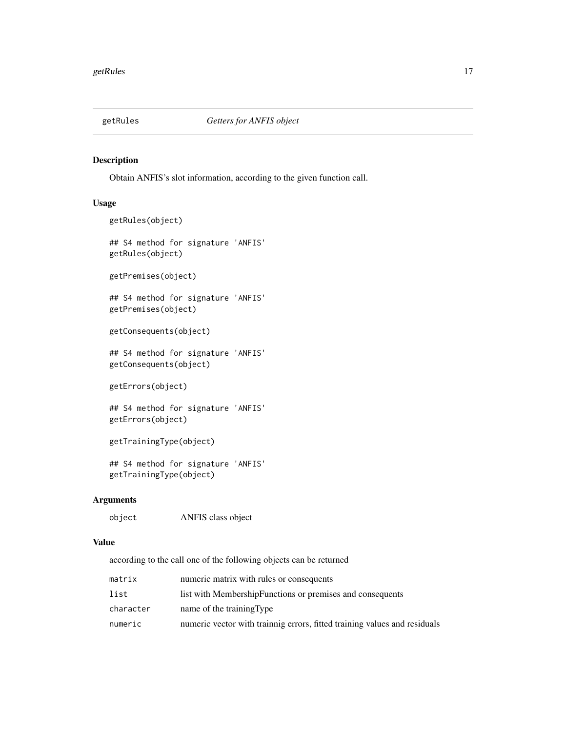getRules *Getters for ANFIS object*

## Description

Obtain ANFIS's slot information, according to the given function call.

## Usage

```
getRules(object)

## S4 method for signature 'ANFIS'
getRules(object)

getPremises(object)

## S4 method for signature 'ANFIS'
getPremises(object)

getConsequents(object)

## S4 method for signature 'ANFIS'
getConsequents(object)

getErrors(object)

## S4 method for signature 'ANFIS'
getErrors(object)

getTrainingType(object)

## S4 method for signature 'ANFIS'
getTrainingType(object)
```

## Arguments

| | |
|---|---|
| object | ANFIS class object |

## Value

according to the call one of the following objects can be returned

| | |
|---|---|
| matrix | numeric matrix with rules or consequents |
| list | list with MembershipFunctions or premises and consequents |
| character | name of the trainingType |
| numeric | numeric vector with trainnig errors, fitted training values and residuals |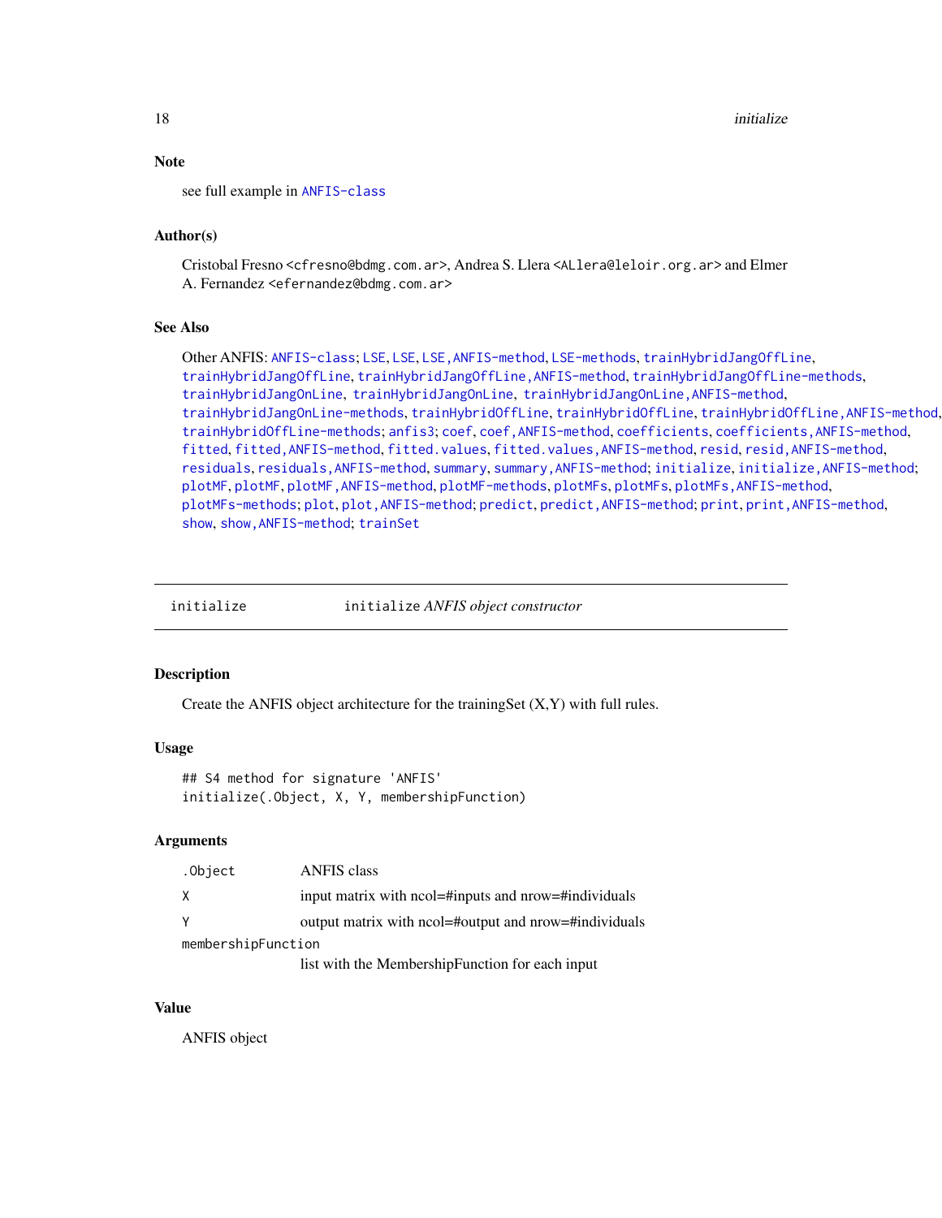### Note

see full example in `ANFIS-class`

### Author(s)

Cristobal Fresno <cfresno@bdmg.com.ar>, Andrea S. Llera <ALlera@leloir.org.ar> and Elmer A. Fernandez <efernandez@bdmg.com.ar>

### See Also

Other ANFIS: `ANFIS-class`; `LSE`, `LSE`, `LSE,ANFIS-method`, `LSE-methods`, `trainHybridJangOffLine`, `trainHybridJangOffLine`, `trainHybridJangOffLine,ANFIS-method`, `trainHybridJangOffLine-methods`, `trainHybridJangOnLine`, `trainHybridJangOnLine`, `trainHybridJangOnLine,ANFIS-method`, `trainHybridJangOnLine-methods`, `trainHybridOffLine`, `trainHybridOffLine`, `trainHybridOffLine,ANFIS-method`, `trainHybridOffLine-methods`; `anfis3`; `coef`, `coef,ANFIS-method`, `coefficients`, `coefficients,ANFIS-method`, `fitted`, `fitted,ANFIS-method`, `fitted.values`, `fitted.values,ANFIS-method`, `resid`, `resid,ANFIS-method`, `residuals`, `residuals,ANFIS-method`, `summary`, `summary,ANFIS-method`; `initialize`, `initialize,ANFIS-method`; `plotMF`, `plotMF`, `plotMF,ANFIS-method`, `plotMF-methods`, `plotMFs`, `plotMFs`, `plotMFs,ANFIS-method`, `plotMFs-methods`; `plot`, `plot,ANFIS-method`; `predict`, `predict,ANFIS-method`; `print`, `print,ANFIS-method`, `show`, `show,ANFIS-method`; `trainSet`

---

## initialize &nbsp;&nbsp;&nbsp;&nbsp; initialize *ANFIS object constructor*

### Description

Create the ANFIS object architecture for the trainingSet (X,Y) with full rules.

### Usage

```
## S4 method for signature 'ANFIS'
initialize(.Object, X, Y, membershipFunction)
```

### Arguments

| | |
|---|---|
| `.Object` | ANFIS class |
| `X` | input matrix with ncol=#inputs and nrow=#individuals |
| `Y` | output matrix with ncol=#output and nrow=#individuals |
| `membershipFunction` | list with the MembershipFunction for each input |

### Value

ANFIS object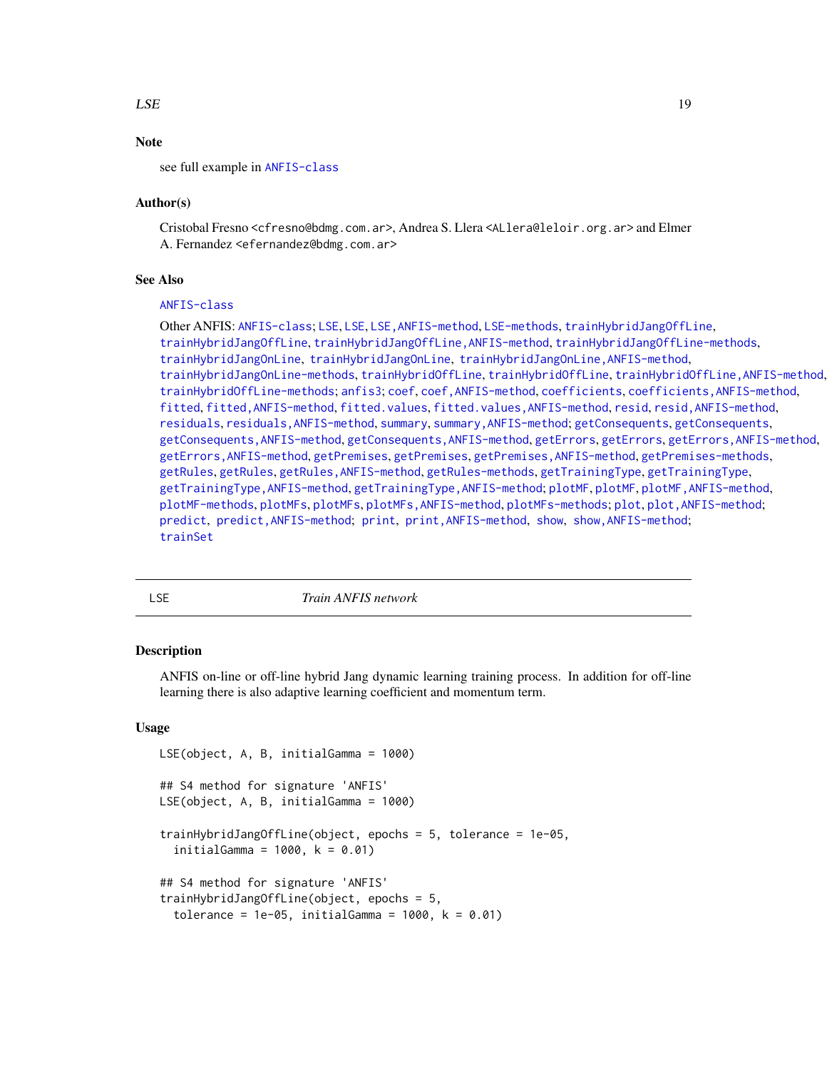## Note

see full example in ANFIS-class

## Author(s)

Cristobal Fresno <cfresno@bdmg.com.ar>, Andrea S. Llera <ALlera@leloir.org.ar> and Elmer A. Fernandez <efernandez@bdmg.com.ar>

## See Also

ANFIS-class

Other ANFIS: ANFIS-class; LSE, LSE, LSE,ANFIS-method, LSE-methods, trainHybridJangOffLine, trainHybridJangOffLine, trainHybridJangOffLine,ANFIS-method, trainHybridJangOffLine-methods, trainHybridJangOnLine, trainHybridJangOnLine, trainHybridJangOnLine,ANFIS-method, trainHybridJangOnLine-methods, trainHybridOffLine, trainHybridOffLine, trainHybridOffLine,ANFIS-method, trainHybridOffLine-methods; anfis3; coef, coef,ANFIS-method, coefficients, coefficients,ANFIS-method, fitted, fitted,ANFIS-method, fitted.values, fitted.values,ANFIS-method, resid, resid,ANFIS-method, residuals, residuals,ANFIS-method, summary, summary,ANFIS-method; getConsequents, getConsequents, getConsequents,ANFIS-method, getConsequents,ANFIS-method, getErrors, getErrors, getErrors,ANFIS-method, getErrors,ANFIS-method, getPremises, getPremises, getPremises,ANFIS-method, getPremises-methods, getRules, getRules, getRules,ANFIS-method, getRules-methods, getTrainingType, getTrainingType, getTrainingType,ANFIS-method, getTrainingType,ANFIS-method; plotMF, plotMF, plotMF,ANFIS-method, plotMF-methods, plotMFs, plotMFs, plotMFs,ANFIS-method, plotMFs-methods; plot, plot,ANFIS-method; predict, predict,ANFIS-method; print, print,ANFIS-method, show, show,ANFIS-method; trainSet

---

# LSE — *Train ANFIS network*

## Description

ANFIS on-line or off-line hybrid Jang dynamic learning training process. In addition for off-line learning there is also adaptive learning coefficient and momentum term.

## Usage

```
LSE(object, A, B, initialGamma = 1000)

## S4 method for signature 'ANFIS'
LSE(object, A, B, initialGamma = 1000)

trainHybridJangOffLine(object, epochs = 5, tolerance = 1e-05,
  initialGamma = 1000, k = 0.01)

## S4 method for signature 'ANFIS'
trainHybridJangOffLine(object, epochs = 5,
  tolerance = 1e-05, initialGamma = 1000, k = 0.01)
```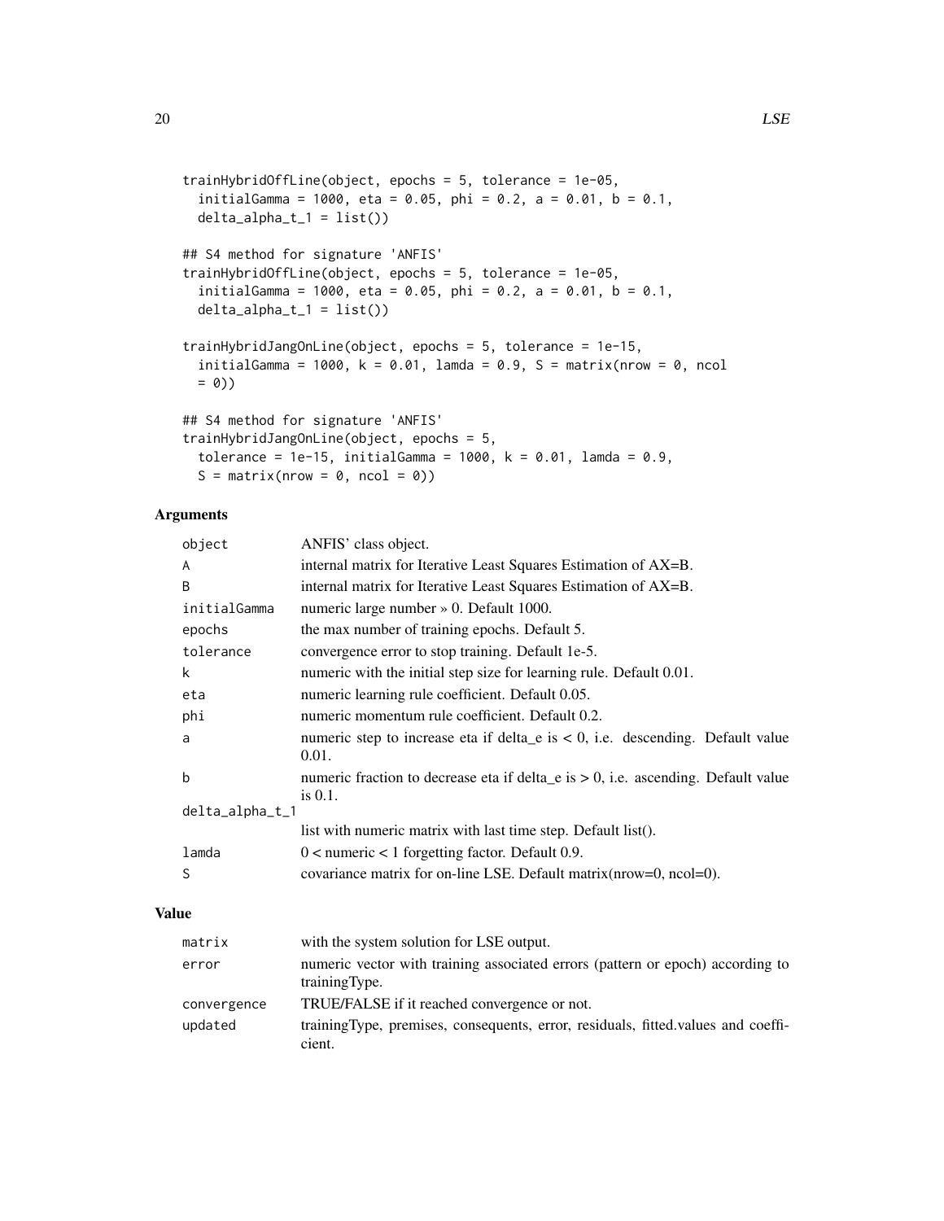```
trainHybridOffLine(object, epochs = 5, tolerance = 1e-05,
  initialGamma = 1000, eta = 0.05, phi = 0.2, a = 0.01, b = 0.1,
  delta_alpha_t_1 = list())

## S4 method for signature 'ANFIS'
trainHybridOffLine(object, epochs = 5, tolerance = 1e-05,
  initialGamma = 1000, eta = 0.05, phi = 0.2, a = 0.01, b = 0.1,
  delta_alpha_t_1 = list())

trainHybridJangOnLine(object, epochs = 5, tolerance = 1e-15,
  initialGamma = 1000, k = 0.01, lamda = 0.9, S = matrix(nrow = 0, ncol
  = 0))

## S4 method for signature 'ANFIS'
trainHybridJangOnLine(object, epochs = 5,
  tolerance = 1e-15, initialGamma = 1000, k = 0.01, lamda = 0.9,
  S = matrix(nrow = 0, ncol = 0))
```

## Arguments

| | |
|---|---|
| `object` | ANFIS' class object. |
| `A` | internal matrix for Iterative Least Squares Estimation of AX=B. |
| `B` | internal matrix for Iterative Least Squares Estimation of AX=B. |
| `initialGamma` | numeric large number » 0. Default 1000. |
| `epochs` | the max number of training epochs. Default 5. |
| `tolerance` | convergence error to stop training. Default 1e-5. |
| `k` | numeric with the initial step size for learning rule. Default 0.01. |
| `eta` | numeric learning rule coefficient. Default 0.05. |
| `phi` | numeric momentum rule coefficient. Default 0.2. |
| `a` | numeric step to increase eta if delta_e is < 0, i.e. descending. Default value 0.01. |
| `b` | numeric fraction to decrease eta if delta_e is > 0, i.e. ascending. Default value is 0.1. |
| `delta_alpha_t_1` | list with numeric matrix with last time step. Default list(). |
| `lamda` | 0 < numeric < 1 forgetting factor. Default 0.9. |
| `S` | covariance matrix for on-line LSE. Default matrix(nrow=0, ncol=0). |

## Value

| | |
|---|---|
| `matrix` | with the system solution for LSE output. |
| `error` | numeric vector with training associated errors (pattern or epoch) according to trainingType. |
| `convergence` | TRUE/FALSE if it reached convergence or not. |
| `updated` | trainingType, premises, consequents, error, residuals, fitted.values and coefficient. |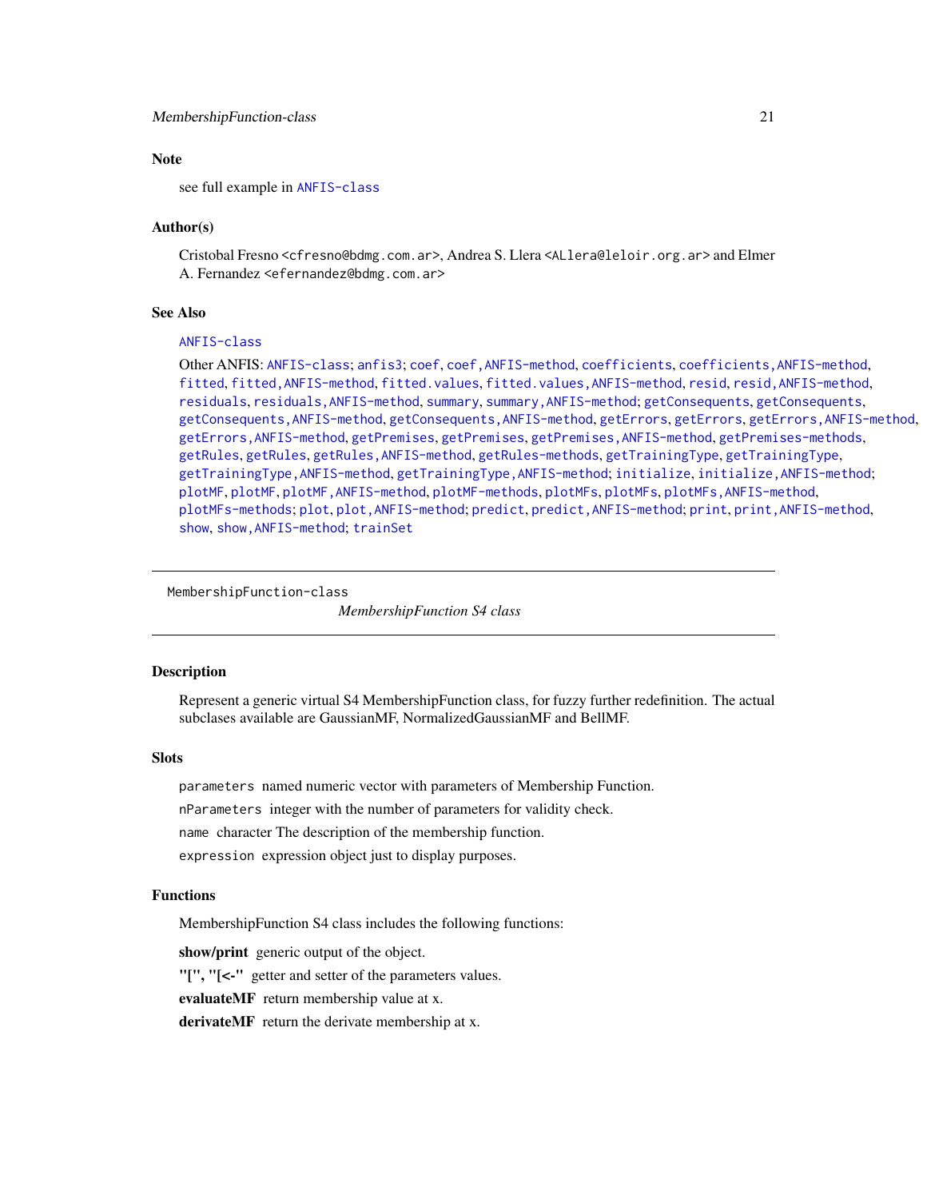### Note

see full example in `ANFIS-class`

### Author(s)

Cristobal Fresno <cfresno@bdmg.com.ar>, Andrea S. Llera <ALlera@leloir.org.ar> and Elmer A. Fernandez <efernandez@bdmg.com.ar>

### See Also

`ANFIS-class`

Other ANFIS: `ANFIS-class`; `anfis3`; `coef`, `coef,ANFIS-method`, `coefficients`, `coefficients,ANFIS-method`, `fitted`, `fitted,ANFIS-method`, `fitted.values`, `fitted.values,ANFIS-method`, `resid`, `resid,ANFIS-method`, `residuals`, `residuals,ANFIS-method`, `summary`, `summary,ANFIS-method`; `getConsequents`, `getConsequents`, `getConsequents,ANFIS-method`, `getConsequents,ANFIS-method`, `getErrors`, `getErrors`, `getErrors,ANFIS-method`, `getErrors,ANFIS-method`, `getPremises`, `getPremises`, `getPremises,ANFIS-method`, `getPremises-methods`, `getRules`, `getRules`, `getRules,ANFIS-method`, `getRules-methods`, `getTrainingType`, `getTrainingType`, `getTrainingType,ANFIS-method`, `getTrainingType,ANFIS-method`; `initialize`, `initialize,ANFIS-method`; `plotMF`, `plotMF`, `plotMF,ANFIS-method`, `plotMF-methods`, `plotMFs`, `plotMFs`, `plotMFs,ANFIS-method`, `plotMFs-methods`; `plot`, `plot,ANFIS-method`; `predict`, `predict,ANFIS-method`; `print`, `print,ANFIS-method`, `show`, `show,ANFIS-method`; `trainSet`

---

## MembershipFunction-class &nbsp;&nbsp;&nbsp; *MembershipFunction S4 class*

---

### Description

Represent a generic virtual S4 MembershipFunction class, for fuzzy further redefinition. The actual subclases available are GaussianMF, NormalizedGaussianMF and BellMF.

### Slots

`parameters` named numeric vector with parameters of Membership Function.

`nParameters` integer with the number of parameters for validity check.

`name` character The description of the membership function.

`expression` expression object just to display purposes.

### Functions

MembershipFunction S4 class includes the following functions:

**show/print** generic output of the object.

**"[", "[<-"** getter and setter of the parameters values.

**evaluateMF** return membership value at x.

**derivateMF** return the derivate membership at x.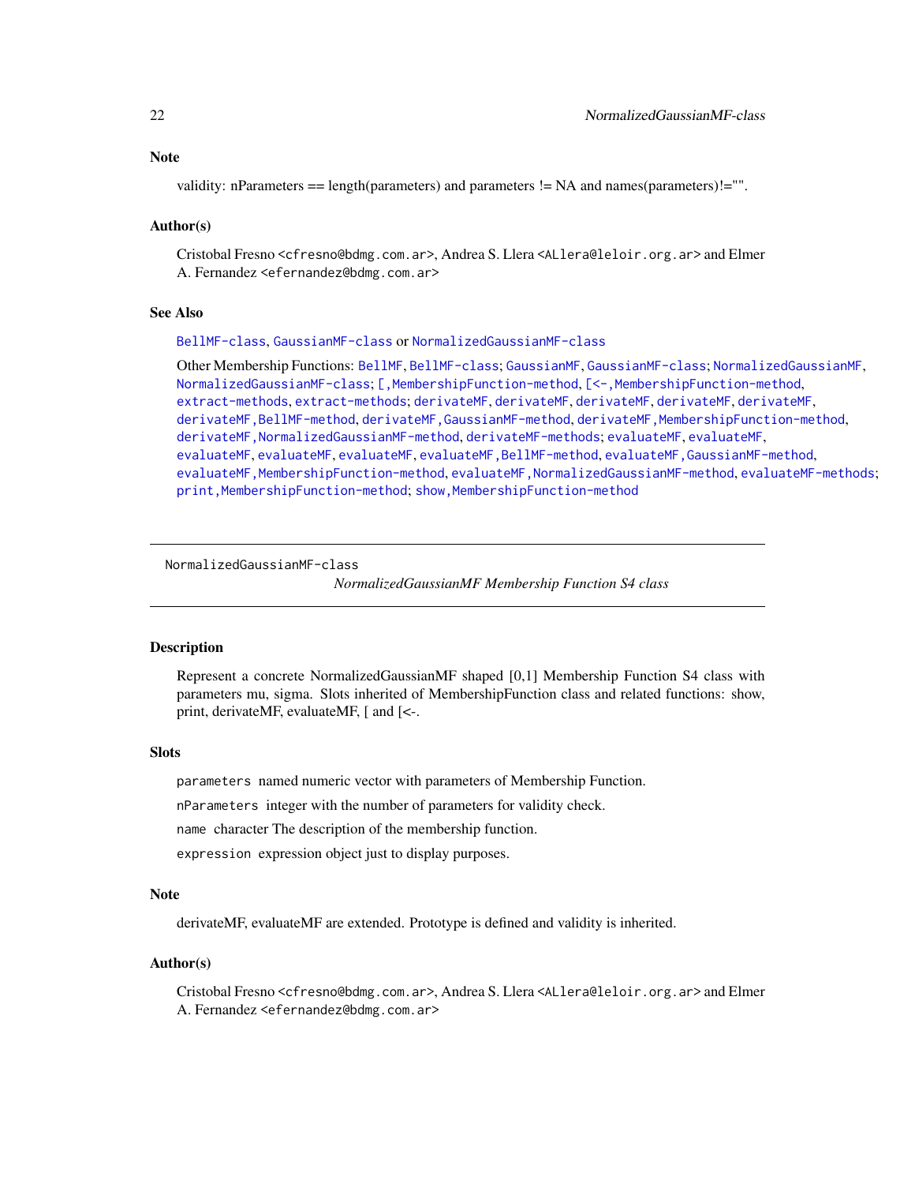### Note

validity: nParameters == length(parameters) and parameters != NA and names(parameters)!="".

### Author(s)

Cristobal Fresno <cfresno@bdmg.com.ar>, Andrea S. Llera <ALlera@leloir.org.ar> and Elmer A. Fernandez <efernandez@bdmg.com.ar>

### See Also

BellMF-class, GaussianMF-class or NormalizedGaussianMF-class

Other Membership Functions: BellMF, BellMF-class; GaussianMF, GaussianMF-class; NormalizedGaussianMF, NormalizedGaussianMF-class; [,MembershipFunction-method, [<-,MembershipFunction-method, extract-methods, extract-methods; derivateMF, derivateMF, derivateMF, derivateMF, derivateMF, derivateMF,BellMF-method, derivateMF,GaussianMF-method, derivateMF,MembershipFunction-method, derivateMF,NormalizedGaussianMF-method, derivateMF-methods; evaluateMF, evaluateMF, evaluateMF, evaluateMF, evaluateMF, evaluateMF,BellMF-method, evaluateMF,GaussianMF-method, evaluateMF,MembershipFunction-method, evaluateMF,NormalizedGaussianMF-method, evaluateMF-methods; print,MembershipFunction-method; show,MembershipFunction-method

---

NormalizedGaussianMF-class

## *NormalizedGaussianMF Membership Function S4 class*

---

### Description

Represent a concrete NormalizedGaussianMF shaped [0,1] Membership Function S4 class with parameters mu, sigma. Slots inherited of MembershipFunction class and related functions: show, print, derivateMF, evaluateMF, [ and [<-.

### Slots

`parameters` named numeric vector with parameters of Membership Function.

`nParameters` integer with the number of parameters for validity check.

`name` character The description of the membership function.

`expression` expression object just to display purposes.

### Note

derivateMF, evaluateMF are extended. Prototype is defined and validity is inherited.

### Author(s)

Cristobal Fresno <cfresno@bdmg.com.ar>, Andrea S. Llera <ALlera@leloir.org.ar> and Elmer A. Fernandez <efernandez@bdmg.com.ar>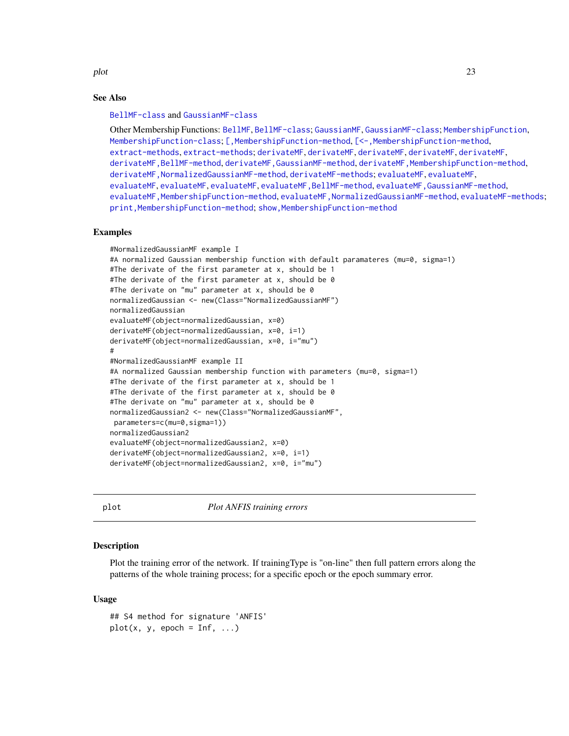### See Also

BellMF-class and GaussianMF-class

Other Membership Functions: BellMF, BellMF-class; GaussianMF, GaussianMF-class; MembershipFunction, MembershipFunction-class; [,MembershipFunction-method, [<-,MembershipFunction-method, extract-methods, extract-methods; derivateMF, derivateMF, derivateMF, derivateMF, derivateMF, derivateMF,BellMF-method, derivateMF,GaussianMF-method, derivateMF,MembershipFunction-method, derivateMF,NormalizedGaussianMF-method, derivateMF-methods; evaluateMF, evaluateMF, evaluateMF, evaluateMF, evaluateMF, evaluateMF,BellMF-method, evaluateMF,GaussianMF-method, evaluateMF,MembershipFunction-method, evaluateMF,NormalizedGaussianMF-method, evaluateMF-methods; print,MembershipFunction-method; show,MembershipFunction-method

### Examples

```
#NormalizedGaussianMF example I
#A normalized Gaussian membership function with default paramateres (mu=0, sigma=1)
#The derivate of the first parameter at x, should be 1
#The derivate of the first parameter at x, should be 0
#The derivate on "mu" parameter at x, should be 0
normalizedGaussian <- new(Class="NormalizedGaussianMF")
normalizedGaussian
evaluateMF(object=normalizedGaussian, x=0)
derivateMF(object=normalizedGaussian, x=0, i=1)
derivateMF(object=normalizedGaussian, x=0, i="mu")
#
#NormalizedGaussianMF example II
#A normalized Gaussian membership function with parameters (mu=0, sigma=1)
#The derivate of the first parameter at x, should be 1
#The derivate of the first parameter at x, should be 0
#The derivate on "mu" parameter at x, should be 0
normalizedGaussian2 <- new(Class="NormalizedGaussianMF",
 parameters=c(mu=0,sigma=1))
normalizedGaussian2
evaluateMF(object=normalizedGaussian2, x=0)
derivateMF(object=normalizedGaussian2, x=0, i=1)
derivateMF(object=normalizedGaussian2, x=0, i="mu")
```

---

## plot — *Plot ANFIS training errors*

### Description

Plot the training error of the network. If trainingType is "on-line" then full pattern errors along the patterns of the whole training process; for a specific epoch or the epoch summary error.

### Usage

```
## S4 method for signature 'ANFIS'
plot(x, y, epoch = Inf, ...)
```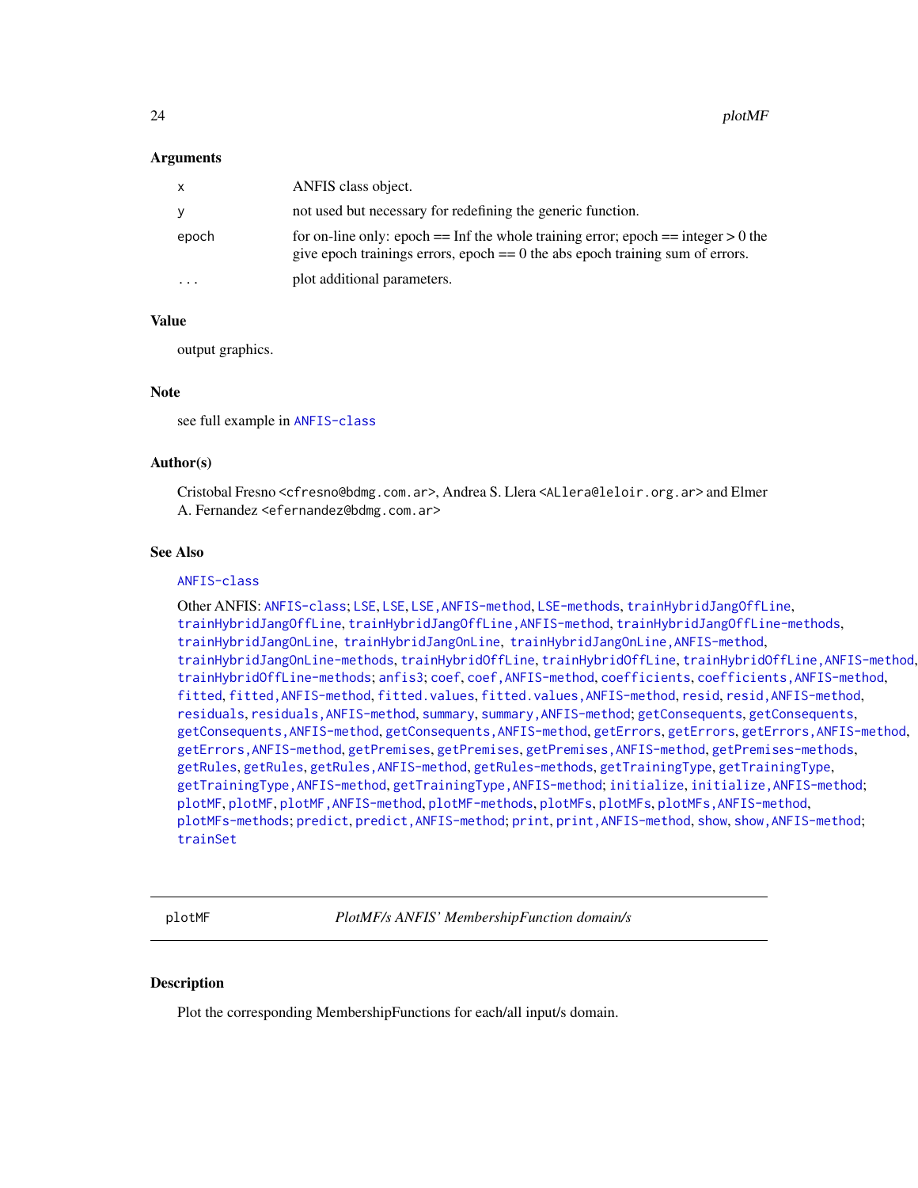### Arguments

| | |
|---|---|
| x | ANFIS class object. |
| y | not used but necessary for redefining the generic function. |
| epoch | for on-line only: epoch == Inf the whole training error; epoch == integer > 0 the give epoch trainings errors, epoch == 0 the abs epoch training sum of errors. |
| ... | plot additional parameters. |

### Value

output graphics.

### Note

see full example in `ANFIS-class`

### Author(s)

Cristobal Fresno <cfresno@bdmg.com.ar>, Andrea S. Llera <ALlera@leloir.org.ar> and Elmer A. Fernandez <efernandez@bdmg.com.ar>

### See Also

`ANFIS-class`

Other ANFIS: `ANFIS-class`; `LSE`, `LSE`, `LSE,ANFIS-method`, `LSE-methods`, `trainHybridJangOffLine`, `trainHybridJangOffLine`, `trainHybridJangOffLine,ANFIS-method`, `trainHybridJangOffLine-methods`, `trainHybridJangOnLine`, `trainHybridJangOnLine`, `trainHybridJangOnLine,ANFIS-method`, `trainHybridJangOnLine-methods`, `trainHybridOffLine`, `trainHybridOffLine`, `trainHybridOffLine,ANFIS-method`, `trainHybridOffLine-methods`; `anfis3`; `coef`, `coef,ANFIS-method`, `coefficients`, `coefficients,ANFIS-method`, `fitted`, `fitted,ANFIS-method`, `fitted.values`, `fitted.values,ANFIS-method`, `resid`, `resid,ANFIS-method`, `residuals`, `residuals,ANFIS-method`, `summary`, `summary,ANFIS-method`; `getConsequents`, `getConsequents`, `getConsequents,ANFIS-method`, `getConsequents,ANFIS-method`, `getErrors`, `getErrors`, `getErrors,ANFIS-method`, `getErrors,ANFIS-method`, `getPremises`, `getPremises`, `getPremises,ANFIS-method`, `getPremises-methods`, `getRules`, `getRules`, `getRules,ANFIS-method`, `getRules-methods`, `getTrainingType`, `getTrainingType`, `getTrainingType,ANFIS-method`, `getTrainingType,ANFIS-method`; `initialize`, `initialize,ANFIS-method`; `plotMF`, `plotMF`, `plotMF,ANFIS-method`, `plotMF-methods`, `plotMFs`, `plotMFs`, `plotMFs,ANFIS-method`, `plotMFs-methods`; `predict`, `predict,ANFIS-method`; `print`, `print,ANFIS-method`, `show`, `show,ANFIS-method`; `trainSet`

---

## plotMF — *PlotMF/s ANFIS' MembershipFunction domain/s*

---

### Description

Plot the corresponding MembershipFunctions for each/all input/s domain.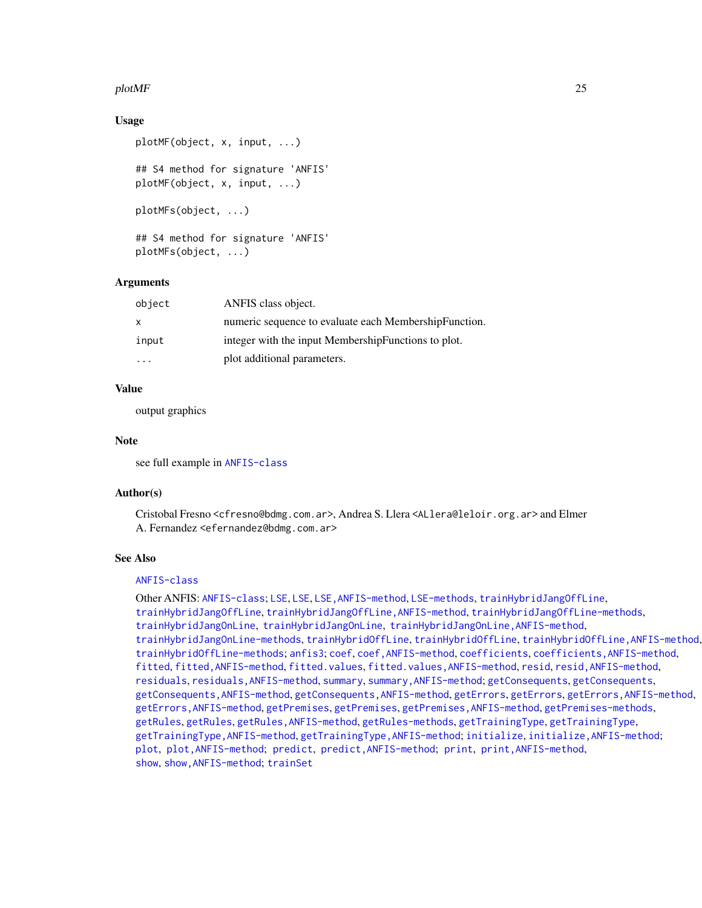## Usage

```
plotMF(object, x, input, ...)

## S4 method for signature 'ANFIS'
plotMF(object, x, input, ...)

plotMFs(object, ...)

## S4 method for signature 'ANFIS'
plotMFs(object, ...)
```

## Arguments

| | |
|---|---|
| object | ANFIS class object. |
| x | numeric sequence to evaluate each MembershipFunction. |
| input | integer with the input MembershipFunctions to plot. |
| ... | plot additional parameters. |

## Value

output graphics

## Note

see full example in `ANFIS-class`

## Author(s)

Cristobal Fresno <cfresno@bdmg.com.ar>, Andrea S. Llera <ALlera@leloir.org.ar> and Elmer A. Fernandez <efernandez@bdmg.com.ar>

## See Also

`ANFIS-class`

Other ANFIS: `ANFIS-class`; `LSE`, `LSE`, `LSE,ANFIS-method`, `LSE-methods`, `trainHybridJangOffLine`, `trainHybridJangOffLine`, `trainHybridJangOffLine,ANFIS-method`, `trainHybridJangOffLine-methods`, `trainHybridJangOnLine`, `trainHybridJangOnLine`, `trainHybridJangOnLine,ANFIS-method`, `trainHybridJangOnLine-methods`, `trainHybridOffLine`, `trainHybridOffLine`, `trainHybridOffLine,ANFIS-method`, `trainHybridOffLine-methods`; `anfis3`; `coef`, `coef,ANFIS-method`, `coefficients`, `coefficients,ANFIS-method`, `fitted`, `fitted,ANFIS-method`, `fitted.values`, `fitted.values,ANFIS-method`, `resid`, `resid,ANFIS-method`, `residuals`, `residuals,ANFIS-method`, `summary`, `summary,ANFIS-method`; `getConsequents`, `getConsequents`, `getConsequents,ANFIS-method`, `getConsequents,ANFIS-method`, `getErrors`, `getErrors`, `getErrors,ANFIS-method`, `getErrors,ANFIS-method`, `getPremises`, `getPremises`, `getPremises,ANFIS-method`, `getPremises-methods`, `getRules`, `getRules`, `getRules,ANFIS-method`, `getRules-methods`, `getTrainingType`, `getTrainingType`, `getTrainingType,ANFIS-method`, `getTrainingType,ANFIS-method`; `initialize`, `initialize,ANFIS-method`; `plot`, `plot,ANFIS-method`; `predict`, `predict,ANFIS-method`; `print`, `print,ANFIS-method`, `show`, `show,ANFIS-method`; `trainSet`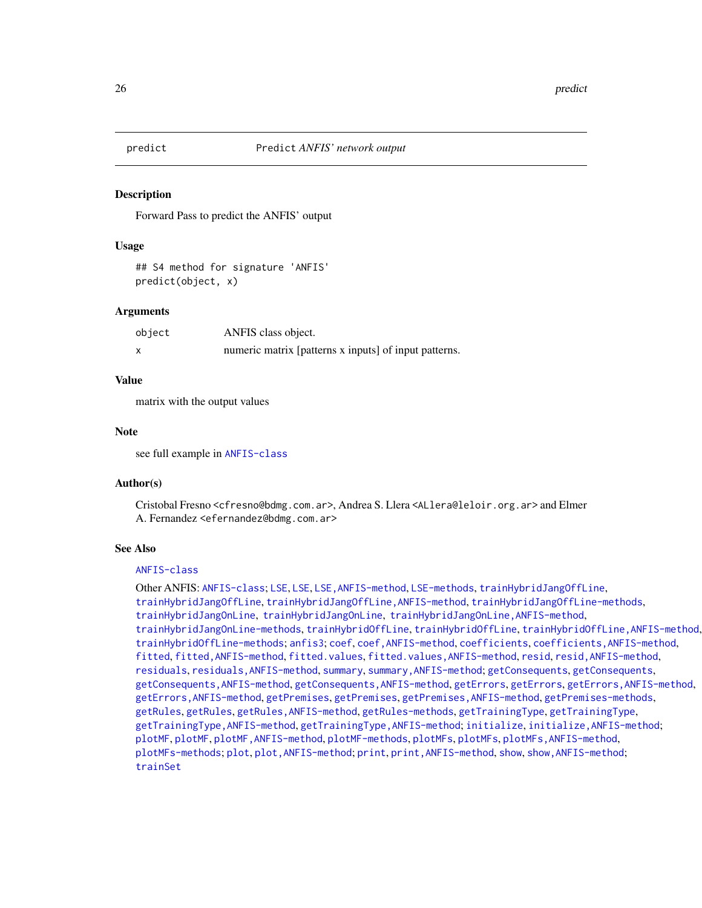predict *Predict ANFIS' network output*

## Description

Forward Pass to predict the ANFIS' output

## Usage

```
## S4 method for signature 'ANFIS'
predict(object, x)
```

## Arguments

| | |
|---|---|
| object | ANFIS class object. |
| x | numeric matrix [patterns x inputs] of input patterns. |

## Value

matrix with the output values

## Note

see full example in ANFIS-class

## Author(s)

Cristobal Fresno <cfresno@bdmg.com.ar>, Andrea S. Llera <ALlera@leloir.org.ar> and Elmer A. Fernandez <efernandez@bdmg.com.ar>

## See Also

ANFIS-class

Other ANFIS: ANFIS-class; LSE, LSE, LSE,ANFIS-method, LSE-methods, trainHybridJangOffLine, trainHybridJangOffLine, trainHybridJangOffLine,ANFIS-method, trainHybridJangOffLine-methods, trainHybridJangOnLine, trainHybridJangOnLine, trainHybridJangOnLine,ANFIS-method, trainHybridJangOnLine-methods, trainHybridOffLine, trainHybridOffLine, trainHybridOffLine,ANFIS-method, trainHybridOffLine-methods; anfis3; coef, coef,ANFIS-method, coefficients, coefficients,ANFIS-method, fitted, fitted,ANFIS-method, fitted.values, fitted.values,ANFIS-method, resid, resid,ANFIS-method, residuals, residuals,ANFIS-method, summary, summary,ANFIS-method; getConsequents, getConsequents, getConsequents,ANFIS-method, getConsequents,ANFIS-method, getErrors, getErrors, getErrors,ANFIS-method, getErrors,ANFIS-method, getPremises, getPremises, getPremises,ANFIS-method, getPremises-methods, getRules, getRules, getRules,ANFIS-method, getRules-methods, getTrainingType, getTrainingType, getTrainingType,ANFIS-method, getTrainingType,ANFIS-method; initialize, initialize,ANFIS-method; plotMF, plotMF, plotMF,ANFIS-method, plotMF-methods, plotMFs, plotMFs, plotMFs,ANFIS-method, plotMFs-methods; plot, plot,ANFIS-method; print, print,ANFIS-method, show, show,ANFIS-method; trainSet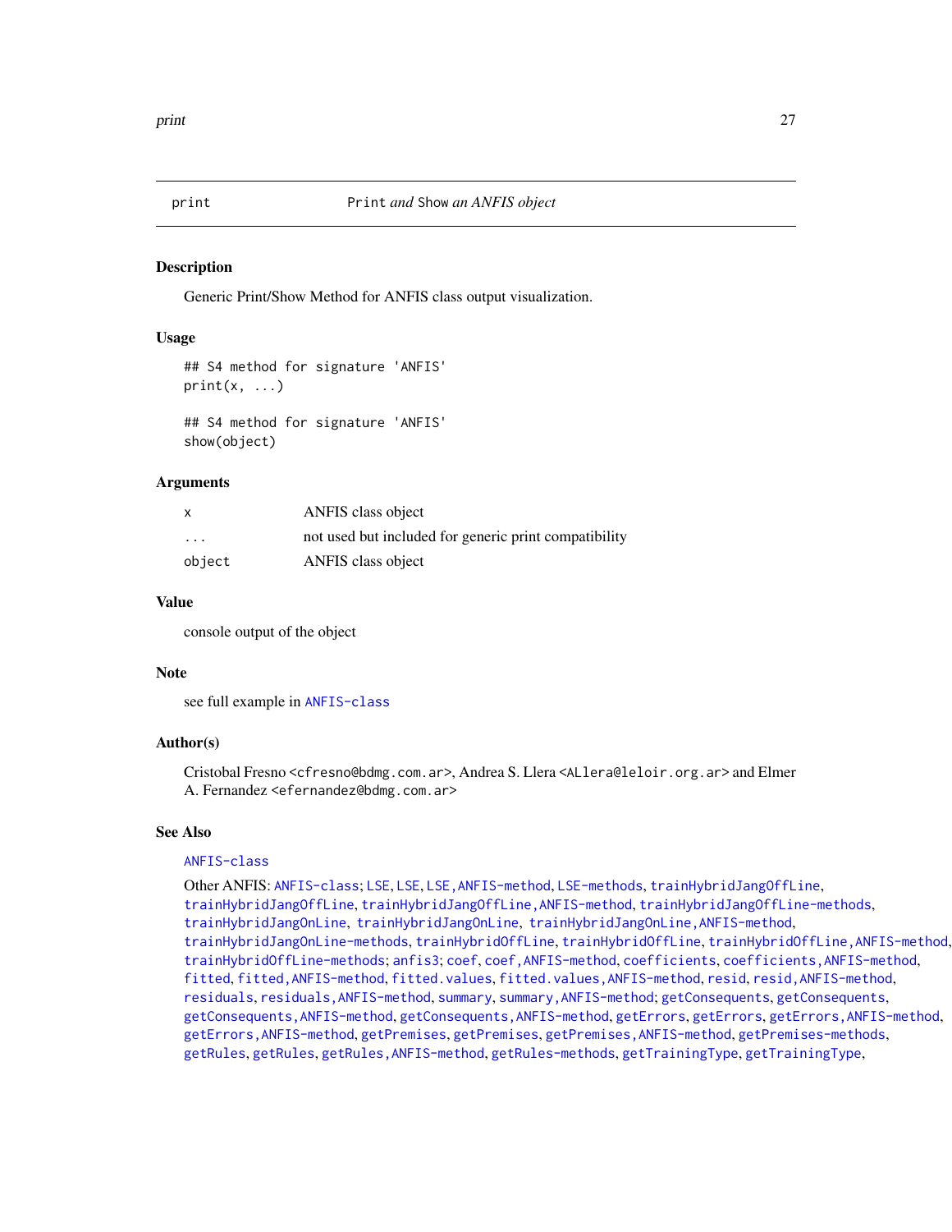## print — *Print and Show an ANFIS object*

### Description

Generic Print/Show Method for ANFIS class output visualization.

### Usage

```
## S4 method for signature 'ANFIS'
print(x, ...)

## S4 method for signature 'ANFIS'
show(object)
```

### Arguments

| | |
|---|---|
| x | ANFIS class object |
| ... | not used but included for generic print compatibility |
| object | ANFIS class object |

### Value

console output of the object

### Note

see full example in ANFIS-class

### Author(s)

Cristobal Fresno <cfresno@bdmg.com.ar>, Andrea S. Llera <ALlera@leloir.org.ar> and Elmer A. Fernandez <efernandez@bdmg.com.ar>

### See Also

ANFIS-class

Other ANFIS: ANFIS-class; LSE, LSE, LSE,ANFIS-method, LSE-methods, trainHybridJangOffLine, trainHybridJangOffLine, trainHybridJangOffLine,ANFIS-method, trainHybridJangOffLine-methods, trainHybridJangOnLine, trainHybridJangOnLine, trainHybridJangOnLine,ANFIS-method, trainHybridJangOnLine-methods, trainHybridOffLine, trainHybridOffLine, trainHybridOffLine,ANFIS-method, trainHybridOffLine-methods; anfis3; coef, coef,ANFIS-method, coefficients, coefficients,ANFIS-method, fitted, fitted,ANFIS-method, fitted.values, fitted.values,ANFIS-method, resid, resid,ANFIS-method, residuals, residuals,ANFIS-method, summary, summary,ANFIS-method; getConsequents, getConsequents, getConsequents,ANFIS-method, getConsequents,ANFIS-method, getErrors, getErrors, getErrors,ANFIS-method, getErrors,ANFIS-method, getPremises, getPremises, getPremises,ANFIS-method, getPremises-methods, getRules, getRules, getRules,ANFIS-method, getRules-methods, getTrainingType, getTrainingType,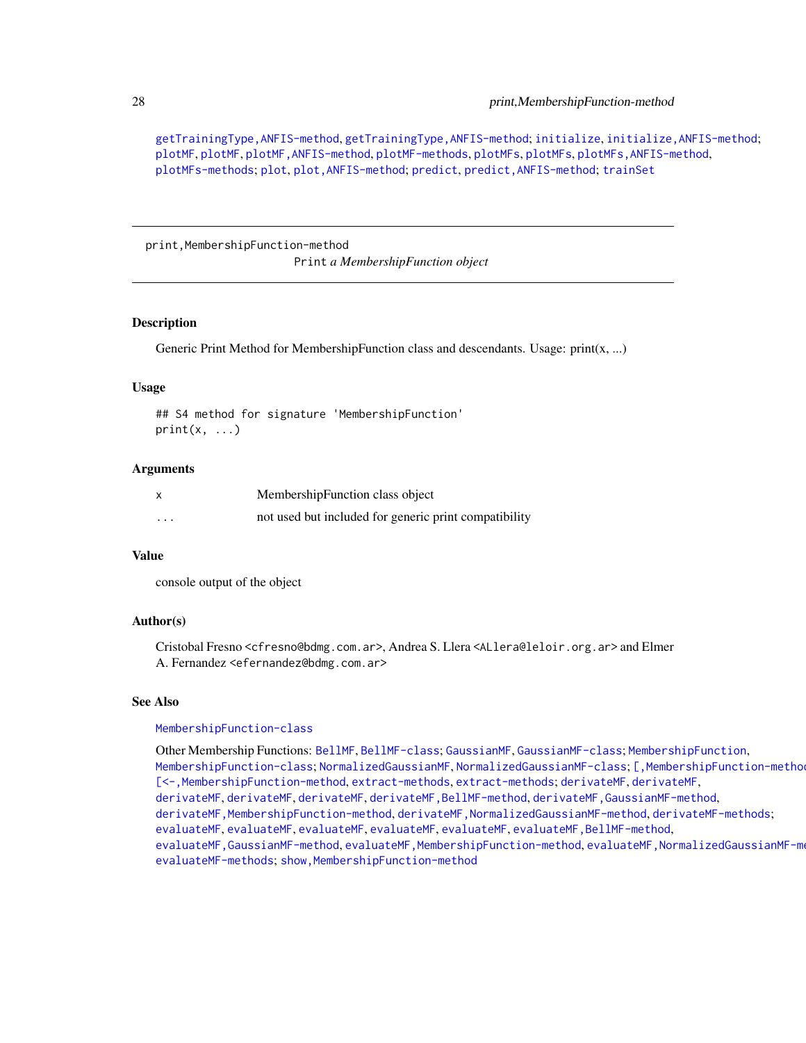getTrainingType,ANFIS-method, getTrainingType,ANFIS-method; initialize, initialize,ANFIS-method; plotMF, plotMF, plotMF,ANFIS-method, plotMF-methods, plotMFs, plotMFs, plotMFs,ANFIS-method, plotMFs-methods; plot, plot,ANFIS-method; predict, predict,ANFIS-method; trainSet

---

## print,MembershipFunction-method

*Print a MembershipFunction object*

---

### Description

Generic Print Method for MembershipFunction class and descendants. Usage: print(x, ...)

### Usage

```
## S4 method for signature 'MembershipFunction'
print(x, ...)
```

### Arguments

| | |
|---|---|
| x | MembershipFunction class object |
| ... | not used but included for generic print compatibility |

### Value

console output of the object

### Author(s)

Cristobal Fresno <cfresno@bdmg.com.ar>, Andrea S. Llera <ALlera@leloir.org.ar> and Elmer A. Fernandez <efernandez@bdmg.com.ar>

### See Also

MembershipFunction-class

Other Membership Functions: BellMF, BellMF-class; GaussianMF, GaussianMF-class; MembershipFunction, MembershipFunction-class; NormalizedGaussianMF, NormalizedGaussianMF-class; [,MembershipFunction-method, [<-,MembershipFunction-method, extract-methods, extract-methods; derivateMF, derivateMF, derivateMF, derivateMF, derivateMF, derivateMF,BellMF-method, derivateMF,GaussianMF-method, derivateMF,MembershipFunction-method, derivateMF,NormalizedGaussianMF-method, derivateMF-methods; evaluateMF, evaluateMF, evaluateMF, evaluateMF, evaluateMF, evaluateMF,BellMF-method, evaluateMF,GaussianMF-method, evaluateMF,MembershipFunction-method, evaluateMF,NormalizedGaussianMF-method, evaluateMF-methods; show,MembershipFunction-method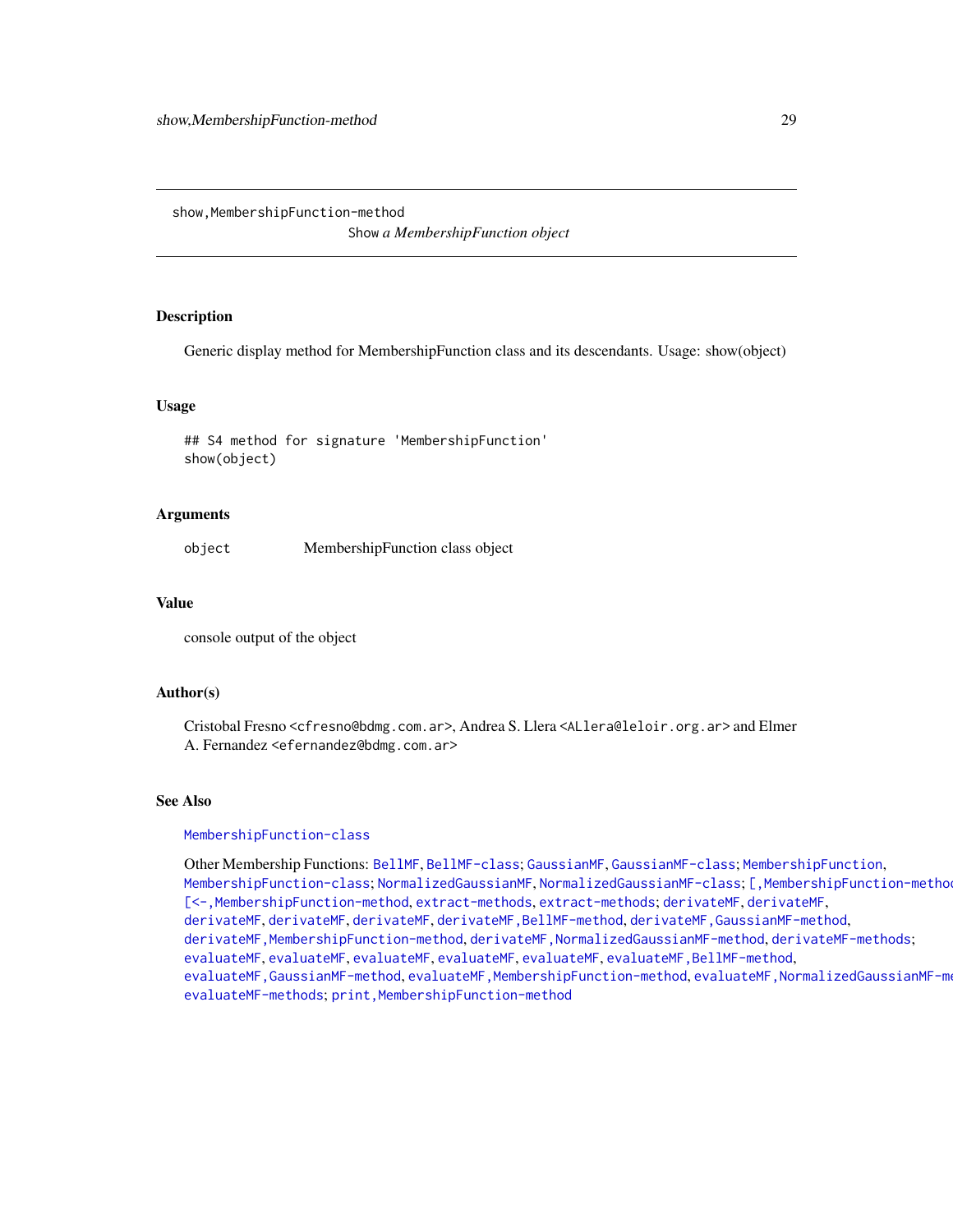## show,MembershipFunction-method

*Show a MembershipFunction object*

### Description

Generic display method for MembershipFunction class and its descendants. Usage: show(object)

### Usage

```
## S4 method for signature 'MembershipFunction'
show(object)
```

### Arguments

| | |
|---|---|
| object | MembershipFunction class object |

### Value

console output of the object

### Author(s)

Cristobal Fresno <cfresno@bdmg.com.ar>, Andrea S. Llera <ALlera@leloir.org.ar> and Elmer A. Fernandez <efernandez@bdmg.com.ar>

### See Also

MembershipFunction-class

Other Membership Functions: BellMF, BellMF-class; GaussianMF, GaussianMF-class; MembershipFunction, MembershipFunction-class; NormalizedGaussianMF, NormalizedGaussianMF-class; [,MembershipFunction-method, [<-,MembershipFunction-method, extract-methods, extract-methods; derivateMF, derivateMF, derivateMF, derivateMF, derivateMF, derivateMF,BellMF-method, derivateMF,GaussianMF-method, derivateMF,MembershipFunction-method, derivateMF,NormalizedGaussianMF-method, derivateMF-methods; evaluateMF, evaluateMF, evaluateMF, evaluateMF, evaluateMF, evaluateMF,BellMF-method, evaluateMF,GaussianMF-method, evaluateMF,MembershipFunction-method, evaluateMF,NormalizedGaussianMF-method, evaluateMF-methods; print,MembershipFunction-method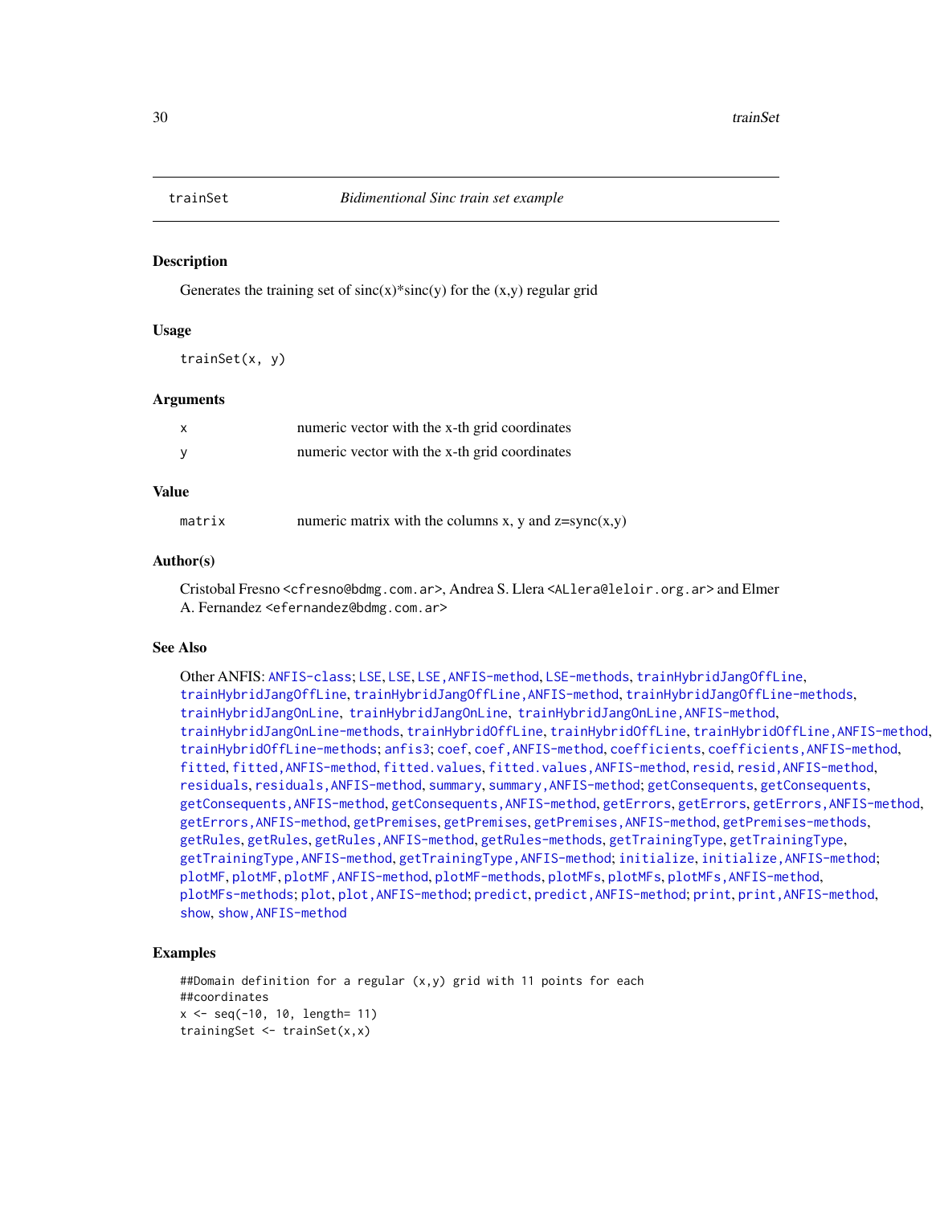## trainSet *Bidimentional Sinc train set example*

### Description

Generates the training set of sinc(x)*sinc(y) for the (x,y) regular grid

### Usage

```
trainSet(x, y)
```

### Arguments

| | |
|---|---|
| `x` | numeric vector with the x-th grid coordinates |
| `y` | numeric vector with the x-th grid coordinates |

### Value

| | |
|---|---|
| `matrix` | numeric matrix with the columns x, y and z=sync(x,y) |

### Author(s)

Cristobal Fresno <cfresno@bdmg.com.ar>, Andrea S. Llera <ALlera@leloir.org.ar> and Elmer A. Fernandez <efernandez@bdmg.com.ar>

### See Also

Other ANFIS: `ANFIS-class`; `LSE`, `LSE`, `LSE,ANFIS-method`, `LSE-methods`, `trainHybridJangOffLine`, `trainHybridJangOffLine`, `trainHybridJangOffLine,ANFIS-method`, `trainHybridJangOffLine-methods`, `trainHybridJangOnLine`, `trainHybridJangOnLine`, `trainHybridJangOnLine,ANFIS-method`, `trainHybridJangOnLine-methods`, `trainHybridOffLine`, `trainHybridOffLine`, `trainHybridOffLine,ANFIS-method`, `trainHybridOffLine-methods`; `anfis3`; `coef`, `coef,ANFIS-method`, `coefficients`, `coefficients,ANFIS-method`, `fitted`, `fitted,ANFIS-method`, `fitted.values`, `fitted.values,ANFIS-method`, `resid`, `resid,ANFIS-method`, `residuals`, `residuals,ANFIS-method`, `summary`, `summary,ANFIS-method`; `getConsequents`, `getConsequents`, `getConsequents,ANFIS-method`, `getConsequents,ANFIS-method`, `getErrors`, `getErrors`, `getErrors,ANFIS-method`, `getErrors,ANFIS-method`, `getPremises`, `getPremises`, `getPremises,ANFIS-method`, `getPremises-methods`, `getRules`, `getRules`, `getRules,ANFIS-method`, `getRules-methods`, `getTrainingType`, `getTrainingType`, `getTrainingType,ANFIS-method`, `getTrainingType,ANFIS-method`; `initialize`, `initialize,ANFIS-method`; `plotMF`, `plotMF`, `plotMF,ANFIS-method`, `plotMF-methods`, `plotMFs`, `plotMFs`, `plotMFs,ANFIS-method`, `plotMFs-methods`; `plot`, `plot,ANFIS-method`; `predict`, `predict,ANFIS-method`; `print`, `print,ANFIS-method`, `show`, `show,ANFIS-method`

### Examples

```
##Domain definition for a regular (x,y) grid with 11 points for each
##coordinates
x <- seq(-10, 10, length= 11)
trainingSet <- trainSet(x,x)
```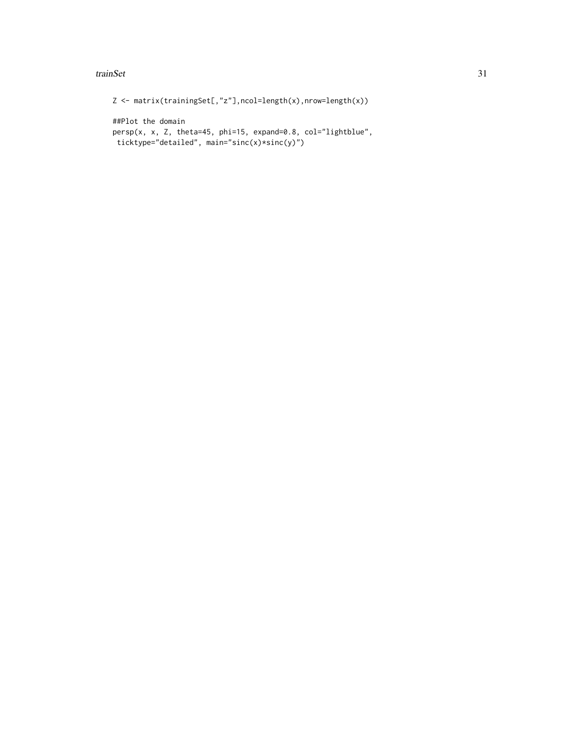```
Z <- matrix(trainingSet[,"z"],ncol=length(x),nrow=length(x))

##Plot the domain
persp(x, x, Z, theta=45, phi=15, expand=0.8, col="lightblue",
 ticktype="detailed", main="sinc(x)*sinc(y)")
```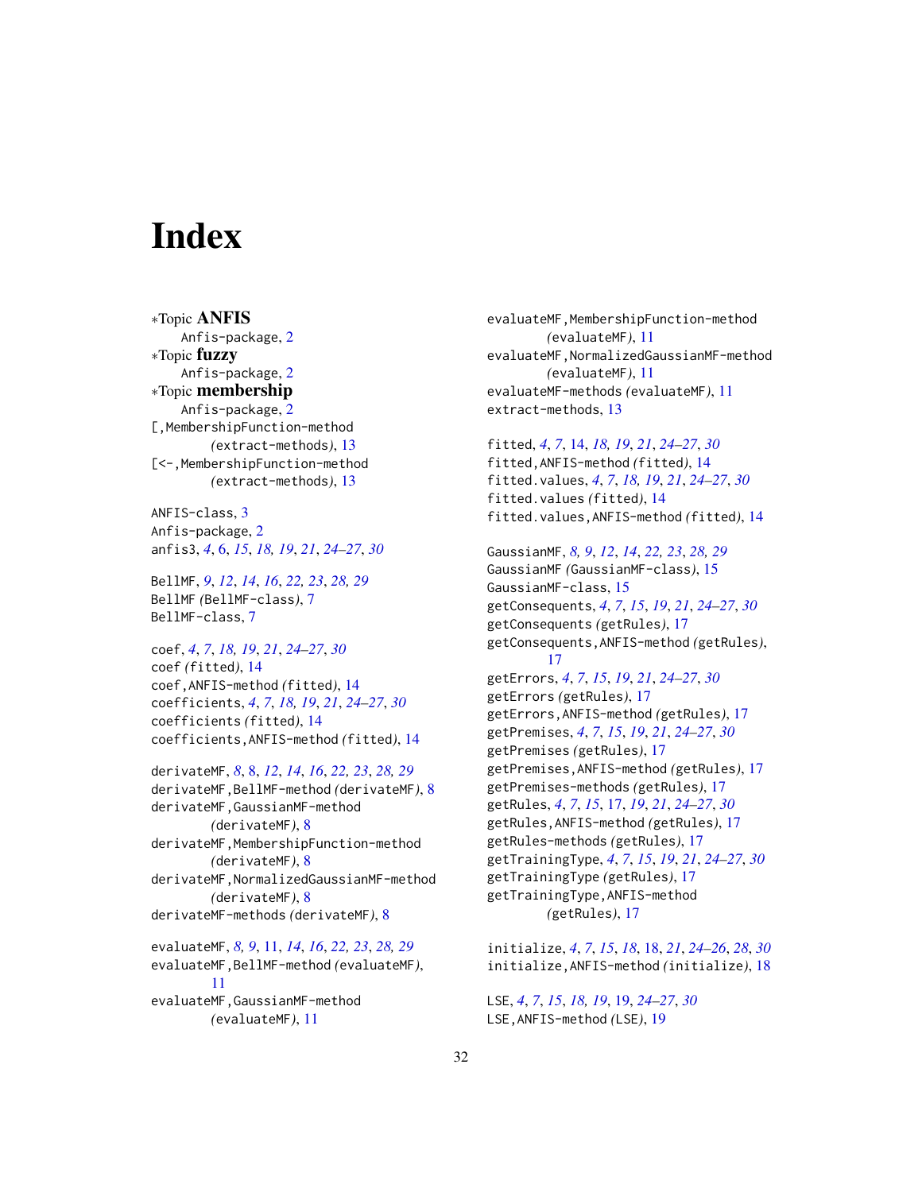# Index

∗Topic **ANFIS**
  Anfis-package, 2
∗Topic **fuzzy**
  Anfis-package, 2
∗Topic **membership**
  Anfis-package, 2
[,MembershipFunction-method
    *(*extract-methods*)*, 13
[<-,MembershipFunction-method
    *(*extract-methods*)*, 13

ANFIS-class, 3
Anfis-package, 2
anfis3, *4*, 6, *15*, *18, 19*, *21*, *24–27*, *30*

BellMF, *9*, *12*, *14*, *16*, *22, 23*, *28, 29*
BellMF *(*BellMF-class*)*, 7
BellMF-class, 7

coef, *4*, *7*, *18, 19*, *21*, *24–27*, *30*
coef *(*fitted*)*, 14
coef,ANFIS-method *(*fitted*)*, 14
coefficients, *4*, *7*, *18, 19*, *21*, *24–27*, *30*
coefficients *(*fitted*)*, 14
coefficients,ANFIS-method *(*fitted*)*, 14

derivateMF, *8*, 8, *12*, *14*, *16*, *22, 23*, *28, 29*
derivateMF,BellMF-method *(*derivateMF*)*, 8
derivateMF,GaussianMF-method
    *(*derivateMF*)*, 8
derivateMF,MembershipFunction-method
    *(*derivateMF*)*, 8
derivateMF,NormalizedGaussianMF-method
    *(*derivateMF*)*, 8
derivateMF-methods *(*derivateMF*)*, 8

evaluateMF, *8, 9*, 11, *14*, *16*, *22, 23*, *28, 29*
evaluateMF,BellMF-method *(*evaluateMF*)*,
    11
evaluateMF,GaussianMF-method
    *(*evaluateMF*)*, 11
evaluateMF,MembershipFunction-method
    *(*evaluateMF*)*, 11
evaluateMF,NormalizedGaussianMF-method
    *(*evaluateMF*)*, 11
evaluateMF-methods *(*evaluateMF*)*, 11
extract-methods, 13

fitted, *4*, *7*, 14, *18, 19*, *21*, *24–27*, *30*
fitted,ANFIS-method *(*fitted*)*, 14
fitted.values, *4*, *7*, *18, 19*, *21*, *24–27*, *30*
fitted.values *(*fitted*)*, 14
fitted.values,ANFIS-method *(*fitted*)*, 14

GaussianMF, *8, 9*, *12*, *14*, *22, 23*, *28, 29*
GaussianMF *(*GaussianMF-class*)*, 15
GaussianMF-class, 15
getConsequents, *4*, *7*, *15*, *19*, *21*, *24–27*, *30*
getConsequents *(*getRules*)*, 17
getConsequents,ANFIS-method *(*getRules*)*,
    17
getErrors, *4*, *7*, *15*, *19*, *21*, *24–27*, *30*
getErrors *(*getRules*)*, 17
getErrors,ANFIS-method *(*getRules*)*, 17
getPremises, *4*, *7*, *15*, *19*, *21*, *24–27*, *30*
getPremises *(*getRules*)*, 17
getPremises,ANFIS-method *(*getRules*)*, 17
getPremises-methods *(*getRules*)*, 17
getRules, *4*, *7*, *15*, 17, *19*, *21*, *24–27*, *30*
getRules,ANFIS-method *(*getRules*)*, 17
getRules-methods *(*getRules*)*, 17
getTrainingType, *4*, *7*, *15*, *19*, *21*, *24–27*, *30*
getTrainingType *(*getRules*)*, 17
getTrainingType,ANFIS-method
    *(*getRules*)*, 17

initialize, *4*, *7*, *15*, *18*, 18, *21*, *24–26*, *28*, *30*
initialize,ANFIS-method *(*initialize*)*, 18

LSE, *4*, *7*, *15*, *18*, *19*, 19, *24–27*, *30*
LSE,ANFIS-method *(*LSE*)*, 19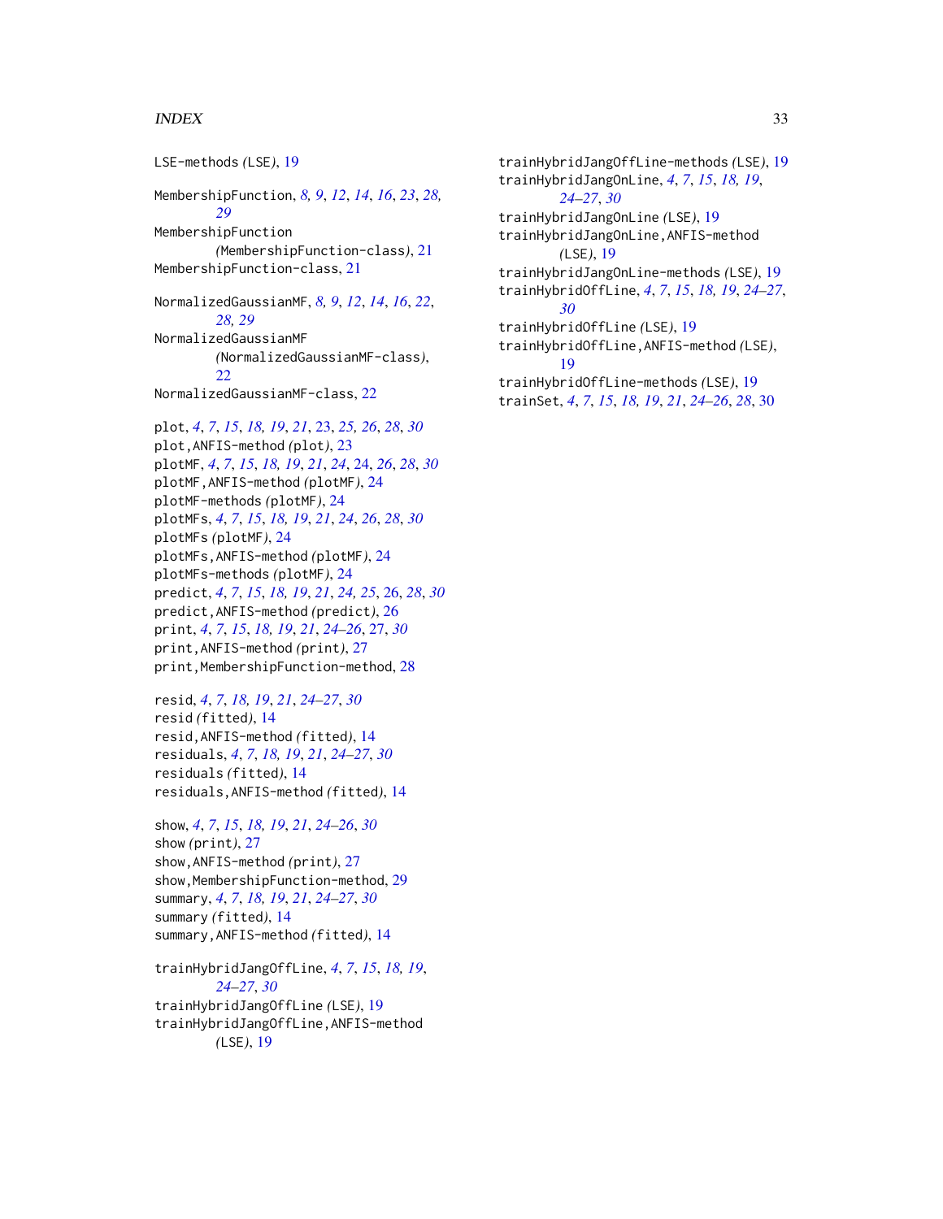LSE-methods *(*LSE*)*, 19

MembershipFunction, *8, 9*, *12*, *14*, *16*, *23*, *28, 29*
MembershipFunction *(*MembershipFunction-class*)*, 21
MembershipFunction-class, 21

NormalizedGaussianMF, *8, 9*, *12*, *14*, *16*, *22*, *28, 29*
NormalizedGaussianMF *(*NormalizedGaussianMF-class*)*, 22
NormalizedGaussianMF-class, 22

plot, *4*, *7*, *15*, *18, 19*, *21*, 23, *25, 26*, *28*, *30*
plot,ANFIS-method *(*plot*)*, 23
plotMF, *4*, *7*, *15*, *18, 19*, *21*, *24*, 24, *26*, *28*, *30*
plotMF,ANFIS-method *(*plotMF*)*, 24
plotMF-methods *(*plotMF*)*, 24
plotMFs, *4*, *7*, *15*, *18, 19*, *21*, *24*, *26*, *28*, *30*
plotMFs *(*plotMF*)*, 24
plotMFs,ANFIS-method *(*plotMF*)*, 24
plotMFs-methods *(*plotMF*)*, 24
predict, *4*, *7*, *15*, *18, 19*, *21*, *24, 25*, 26, *28*, *30*
predict,ANFIS-method *(*predict*)*, 26
print, *4*, *7*, *15*, *18, 19*, *21*, *24–26*, 27, *30*
print,ANFIS-method *(*print*)*, 27
print,MembershipFunction-method, 28

resid, *4*, *7*, *18, 19*, *21*, *24–27*, *30*
resid *(*fitted*)*, 14
resid,ANFIS-method *(*fitted*)*, 14
residuals, *4*, *7*, *18, 19*, *21*, *24–27*, *30*
residuals *(*fitted*)*, 14
residuals,ANFIS-method *(*fitted*)*, 14

show, *4*, *7*, *15*, *18, 19*, *21*, *24–26*, *30*
show *(*print*)*, 27
show,ANFIS-method *(*print*)*, 27
show,MembershipFunction-method, 29
summary, *4*, *7*, *18, 19*, *21*, *24–27*, *30*
summary *(*fitted*)*, 14
summary,ANFIS-method *(*fitted*)*, 14

trainHybridJangOffLine, *4*, *7*, *15*, *18, 19*, *24–27*, *30*
trainHybridJangOffLine *(*LSE*)*, 19
trainHybridJangOffLine,ANFIS-method *(*LSE*)*, 19
trainHybridJangOffLine-methods *(*LSE*)*, 19
trainHybridJangOnLine, *4*, *7*, *15*, *18, 19*, *24–27*, *30*
trainHybridJangOnLine *(*LSE*)*, 19
trainHybridJangOnLine,ANFIS-method *(*LSE*)*, 19
trainHybridJangOnLine-methods *(*LSE*)*, 19
trainHybridOffLine, *4*, *7*, *15*, *18, 19*, *24–27*, *30*
trainHybridOffLine *(*LSE*)*, 19
trainHybridOffLine,ANFIS-method *(*LSE*)*, 19
trainHybridOffLine-methods *(*LSE*)*, 19
trainSet, *4*, *7*, *15*, *18, 19*, *21*, *24–26*, *28*, 30